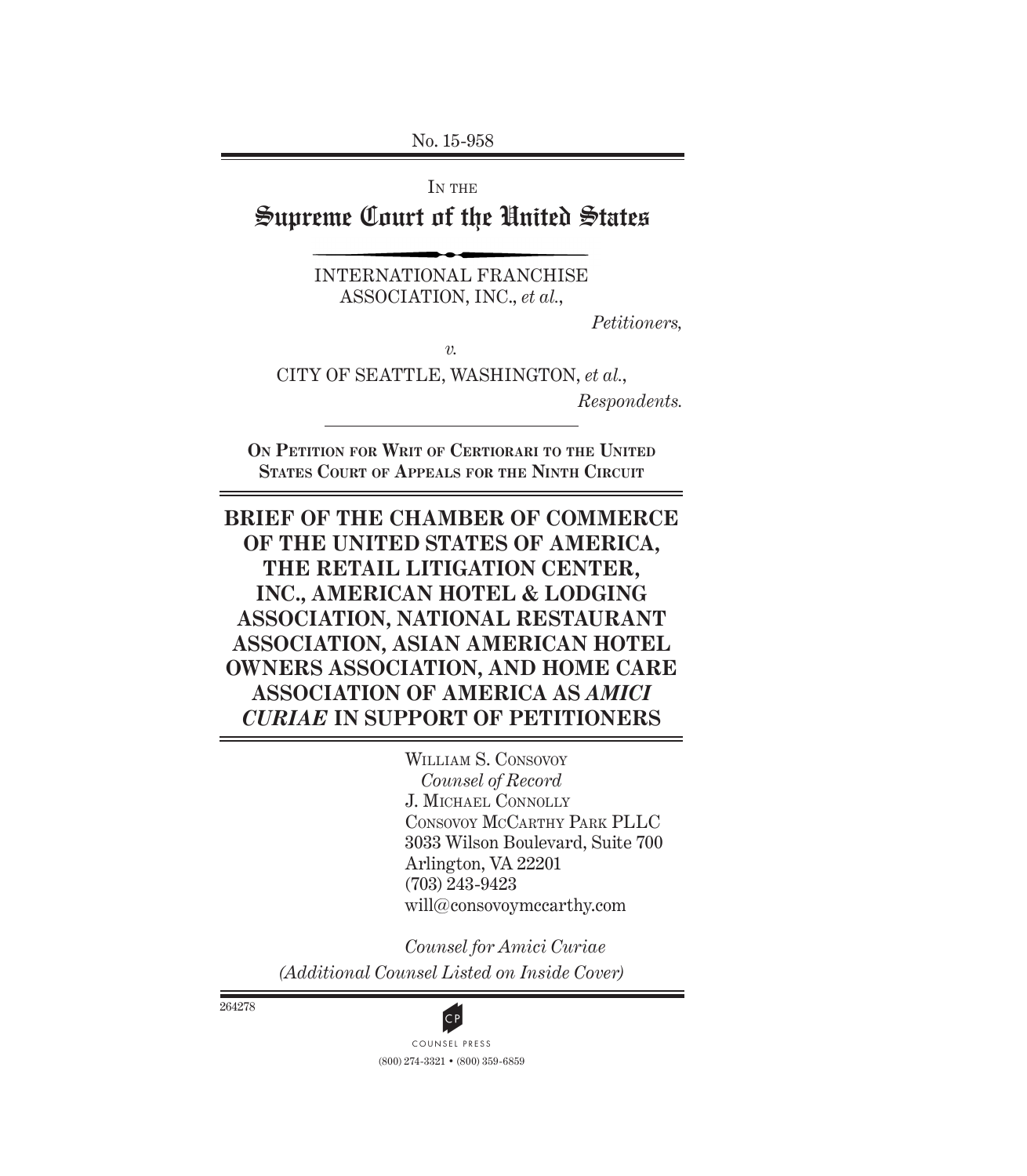No. 15-958

IN THE

# Supreme Court of the United States

INTERNATIONAL FRANCHISE ASSOCIATION, INC., *et al.*,

*Petitioners,*

*v.*

CITY OF SEATTLE, WASHINGTON, *et al.*,

*Respondents.*

**ON PETITION FOR WRIT OF CERTIORARI TO THE UNITED STATES COURT OF APPEALS FOR THE NINTH CIRCUIT**

# BRIEF OF THE CHAMBER OF COMMERCE OF THE UNITED STATES OF AMERICA, THE RETAIL LITIGATION CENTER, INC., AMERICAN HOTEL & LODGING ASSOCIATION, NATIONAL RESTAURANT ASSOCIATION, ASIAN AMERICAN HOTEL OWNERS ASSOCIATION, AND HOME CARE ASSOCIATION OF AMERICA AS *AMICI CURIAE* IN SUPPORT OF PETITIONERS

WILLIAM S. CONSOVOY
*Counsel of Record*
J. MICHAEL CONNOLLY
CONSOVOY MCCARTHY PARK PLLC
3033 Wilson Boulevard, Suite 700
Arlington, VA 22201
(703) 243-9423
will@consovoymccarthy.com

*Counsel for Amici Curiae*

*(Additional Counsel Listed on Inside Cover)*

264278

COUNSEL PRESS
(800) 274-3321 • (800) 359-6859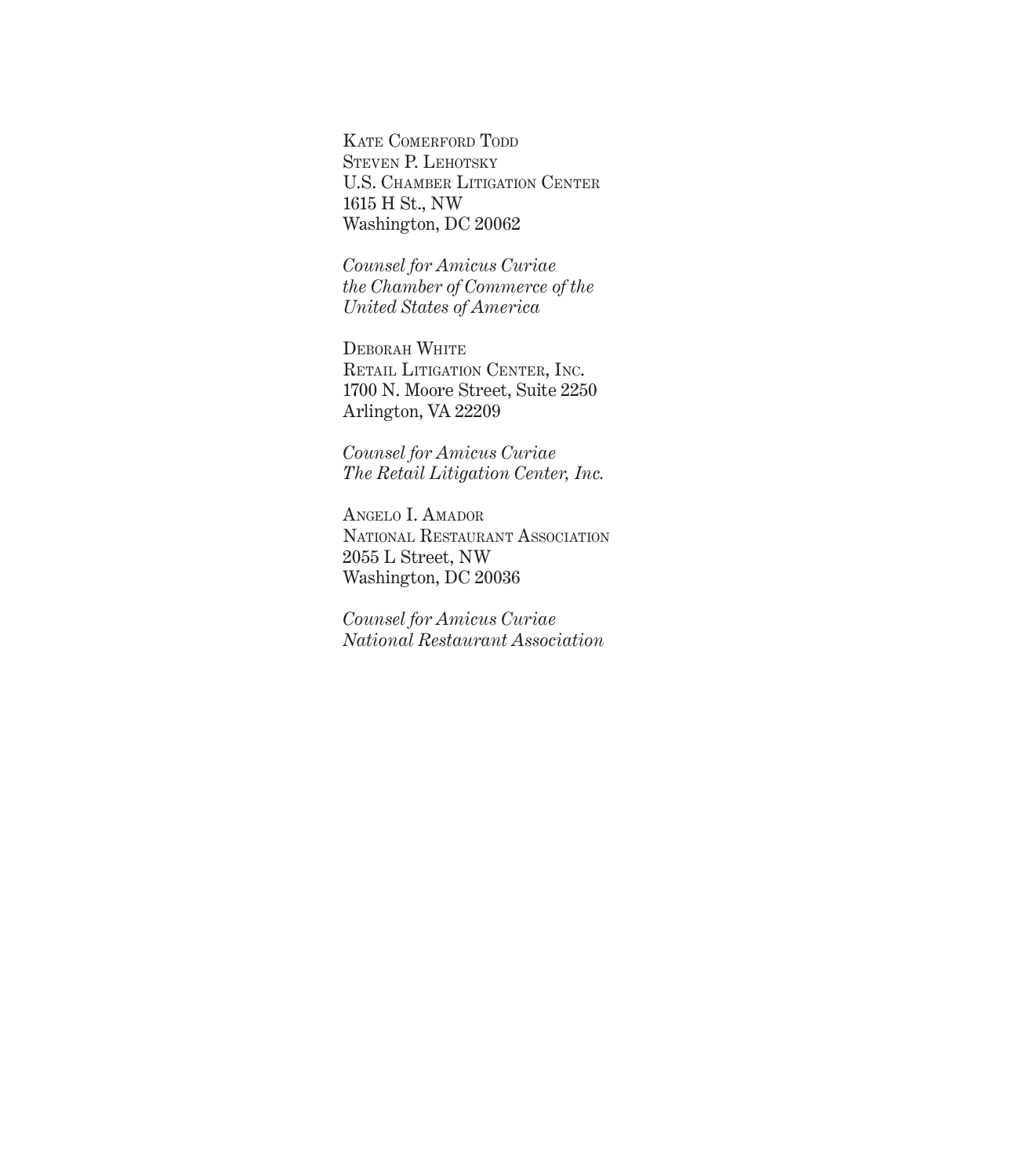Kate Comerford Todd
Steven P. Lehotsky
U.S. Chamber Litigation Center
1615 H St., NW
Washington, DC 20062

*Counsel for Amicus Curiae*
*the Chamber of Commerce of the*
*United States of America*

Deborah White
Retail Litigation Center, Inc.
1700 N. Moore Street, Suite 2250
Arlington, VA 22209

*Counsel for Amicus Curiae*
*The Retail Litigation Center, Inc.*

Angelo I. Amador
National Restaurant Association
2055 L Street, NW
Washington, DC 20036

*Counsel for Amicus Curiae*
*National Restaurant Association*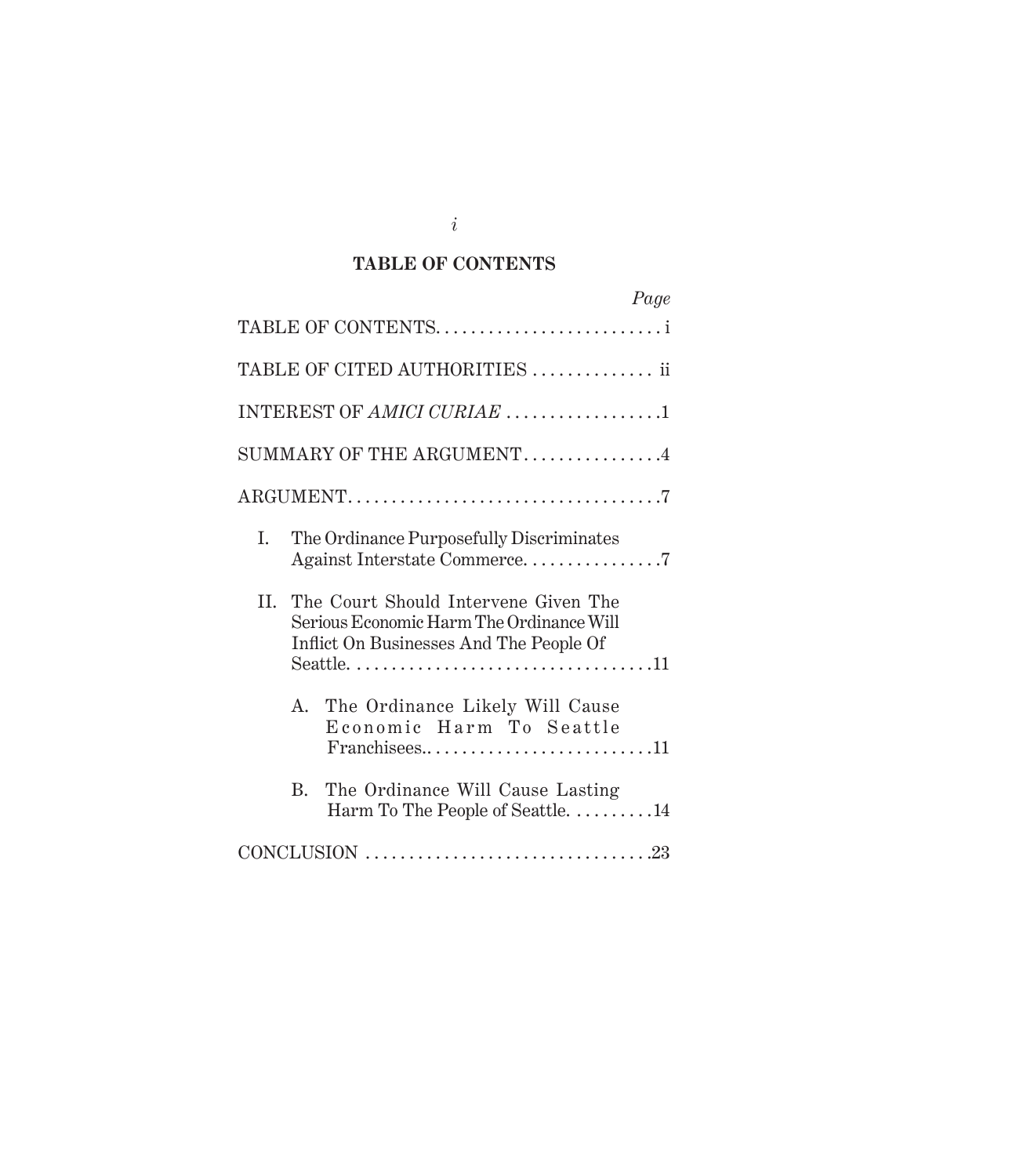## TABLE OF CONTENTS

| | Page |
|---|---|
| TABLE OF CONTENTS | i |
| TABLE OF CITED AUTHORITIES | ii |
| INTEREST OF *AMICI CURIAE* | 1 |
| SUMMARY OF THE ARGUMENT | 4 |
| ARGUMENT | 7 |
| I. The Ordinance Purposefully Discriminates Against Interstate Commerce. | 7 |
| II. The Court Should Intervene Given The Serious Economic Harm The Ordinance Will Inflict On Businesses And The People Of Seattle. | 11 |
| A. The Ordinance Likely Will Cause Economic Harm To Seattle Franchisees. | 11 |
| B. The Ordinance Will Cause Lasting Harm To The People of Seattle. | 14 |
| CONCLUSION | 23 |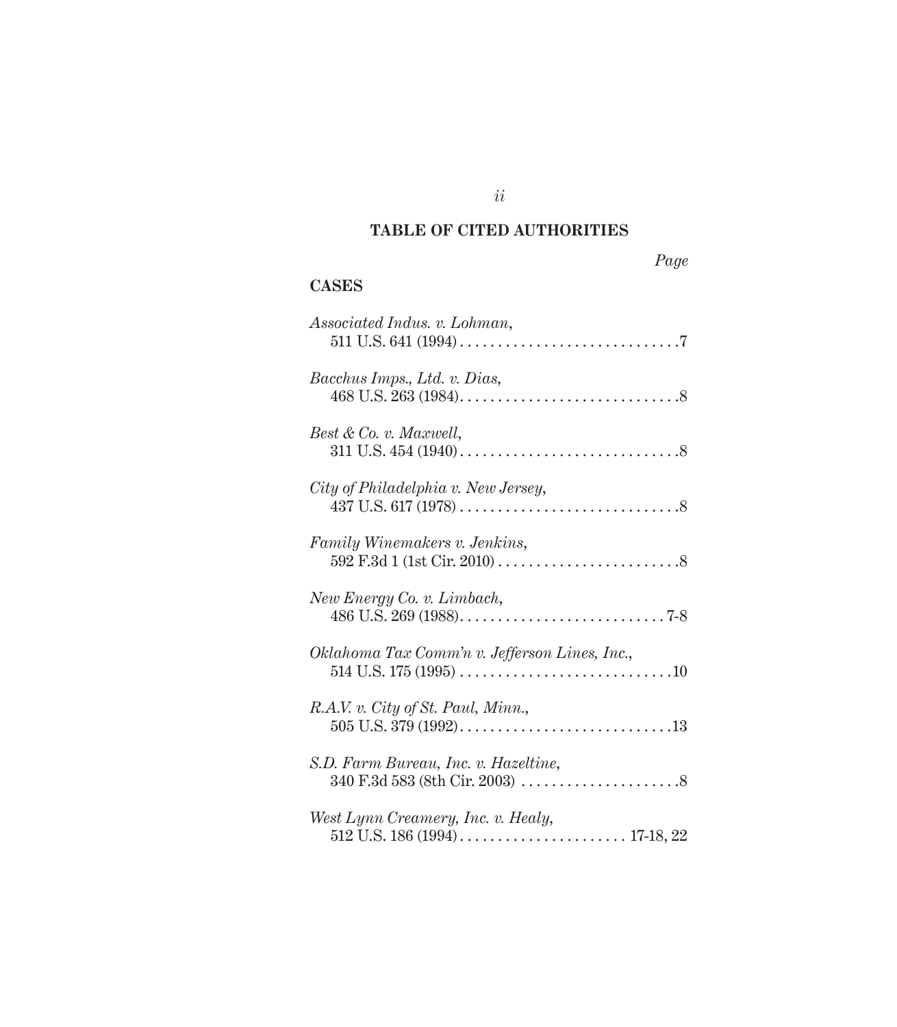## TABLE OF CITED AUTHORITIES

*Page*

### CASES

*Associated Indus. v. Lohman*, 511 U.S. 641 (1994) . . . . . . . . . . . . . . . . . . . . . . . . . . . . .7

*Bacchus Imps., Ltd. v. Dias*, 468 U.S. 263 (1984). . . . . . . . . . . . . . . . . . . . . . . . . . . . .8

*Best & Co. v. Maxwell*, 311 U.S. 454 (1940) . . . . . . . . . . . . . . . . . . . . . . . . . . . . .8

*City of Philadelphia v. New Jersey*, 437 U.S. 617 (1978) . . . . . . . . . . . . . . . . . . . . . . . . . . . . .8

*Family Winemakers v. Jenkins*, 592 F.3d 1 (1st Cir. 2010) . . . . . . . . . . . . . . . . . . . . . . . .8

*New Energy Co. v. Limbach*, 486 U.S. 269 (1988). . . . . . . . . . . . . . . . . . . . . . . . . . . 7-8

*Oklahoma Tax Comm'n v. Jefferson Lines, Inc.*, 514 U.S. 175 (1995) . . . . . . . . . . . . . . . . . . . . . . . . . . . .10

*R.A.V. v. City of St. Paul, Minn.*, 505 U.S. 379 (1992). . . . . . . . . . . . . . . . . . . . . . . . . . . .13

*S.D. Farm Bureau, Inc. v. Hazeltine*, 340 F.3d 583 (8th Cir. 2003) . . . . . . . . . . . . . . . . . . . . .8

*West Lynn Creamery, Inc. v. Healy*, 512 U.S. 186 (1994) . . . . . . . . . . . . . . . . . . . . . . 17-18, 22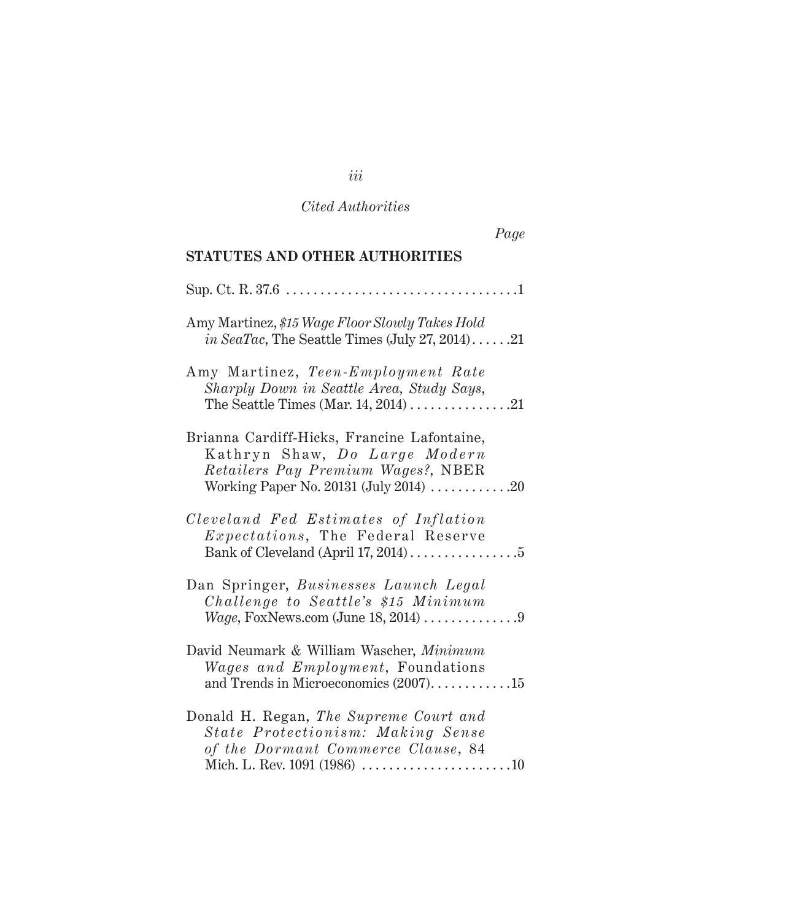*Cited Authorities*

*Page*

## STATUTES AND OTHER AUTHORITIES

Sup. Ct. R. 37.6 . . . . . . . . . . . . . . . . . . . . . . . . . . . . . . . . . .1

Amy Martinez, *$15 Wage Floor Slowly Takes Hold in SeaTac*, The Seattle Times (July 27, 2014) . . . . . .21

Amy Martinez, *Teen-Employment Rate Sharply Down in Seattle Area, Study Says*, The Seattle Times (Mar. 14, 2014) . . . . . . . . . . . . . . .21

Brianna Cardiff-Hicks, Francine Lafontaine, Kathryn Shaw, *Do Large Modern Retailers Pay Premium Wages?*, NBER Working Paper No. 20131 (July 2014) . . . . . . . . . . . .20

*Cleveland Fed Estimates of Inflation Expectations*, The Federal Reserve Bank of Cleveland (April 17, 2014) . . . . . . . . . . . . . . . .5

Dan Springer, *Businesses Launch Legal Challenge to Seattle's $15 Minimum Wage*, FoxNews.com (June 18, 2014) . . . . . . . . . . . . . .9

David Neumark & William Wascher, *Minimum Wages and Employment*, Foundations and Trends in Microeconomics (2007). . . . . . . . . . . .15

Donald H. Regan, *The Supreme Court and State Protectionism: Making Sense of the Dormant Commerce Clause*, 84 Mich. L. Rev. 1091 (1986) . . . . . . . . . . . . . . . . . . . . . .10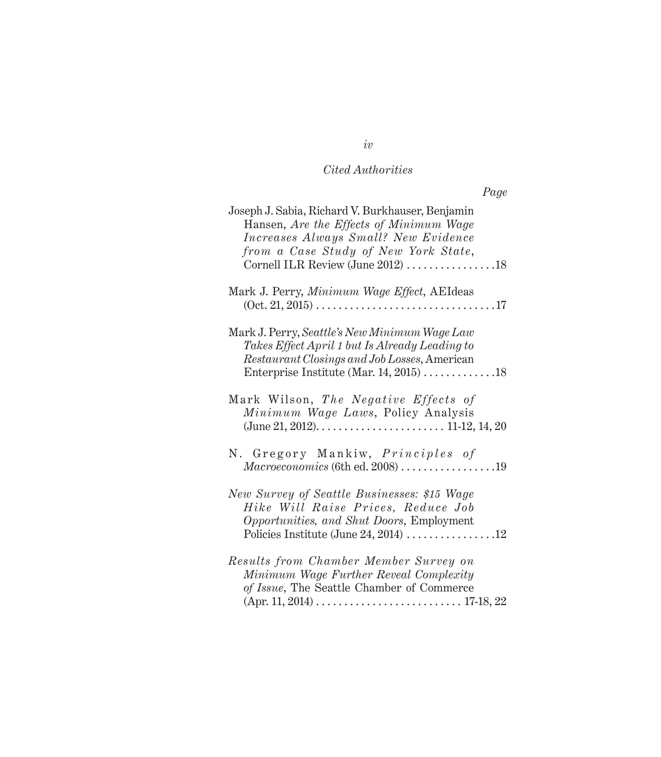*Cited Authorities*

*Page*

Joseph J. Sabia, Richard V. Burkhauser, Benjamin Hansen, *Are the Effects of Minimum Wage Increases Always Small? New Evidence from a Case Study of New York State*, Cornell ILR Review (June 2012) . . . . . . . . . . . . . . . .18

Mark J. Perry, *Minimum Wage Effect*, AEIdeas (Oct. 21, 2015) . . . . . . . . . . . . . . . . . . . . . . . . . . . . . . . .17

Mark J. Perry, *Seattle's New Minimum Wage Law Takes Effect April 1 but Is Already Leading to Restaurant Closings and Job Losses*, American Enterprise Institute (Mar. 14, 2015) . . . . . . . . . . . . .18

Mark Wilson, *The Negative Effects of Minimum Wage Laws*, Policy Analysis (June 21, 2012). . . . . . . . . . . . . . . . . . . . . . . 11-12, 14, 20

N. Gregory Mankiw, *Principles of Macroeconomics* (6th ed. 2008) . . . . . . . . . . . . . . . . .19

*New Survey of Seattle Businesses: $15 Wage Hike Will Raise Prices, Reduce Job Opportunities, and Shut Doors*, Employment Policies Institute (June 24, 2014) . . . . . . . . . . . . . . . .12

*Results from Chamber Member Survey on Minimum Wage Further Reveal Complexity of Issue*, The Seattle Chamber of Commerce (Apr. 11, 2014) . . . . . . . . . . . . . . . . . . . . . . . . . . 17-18, 22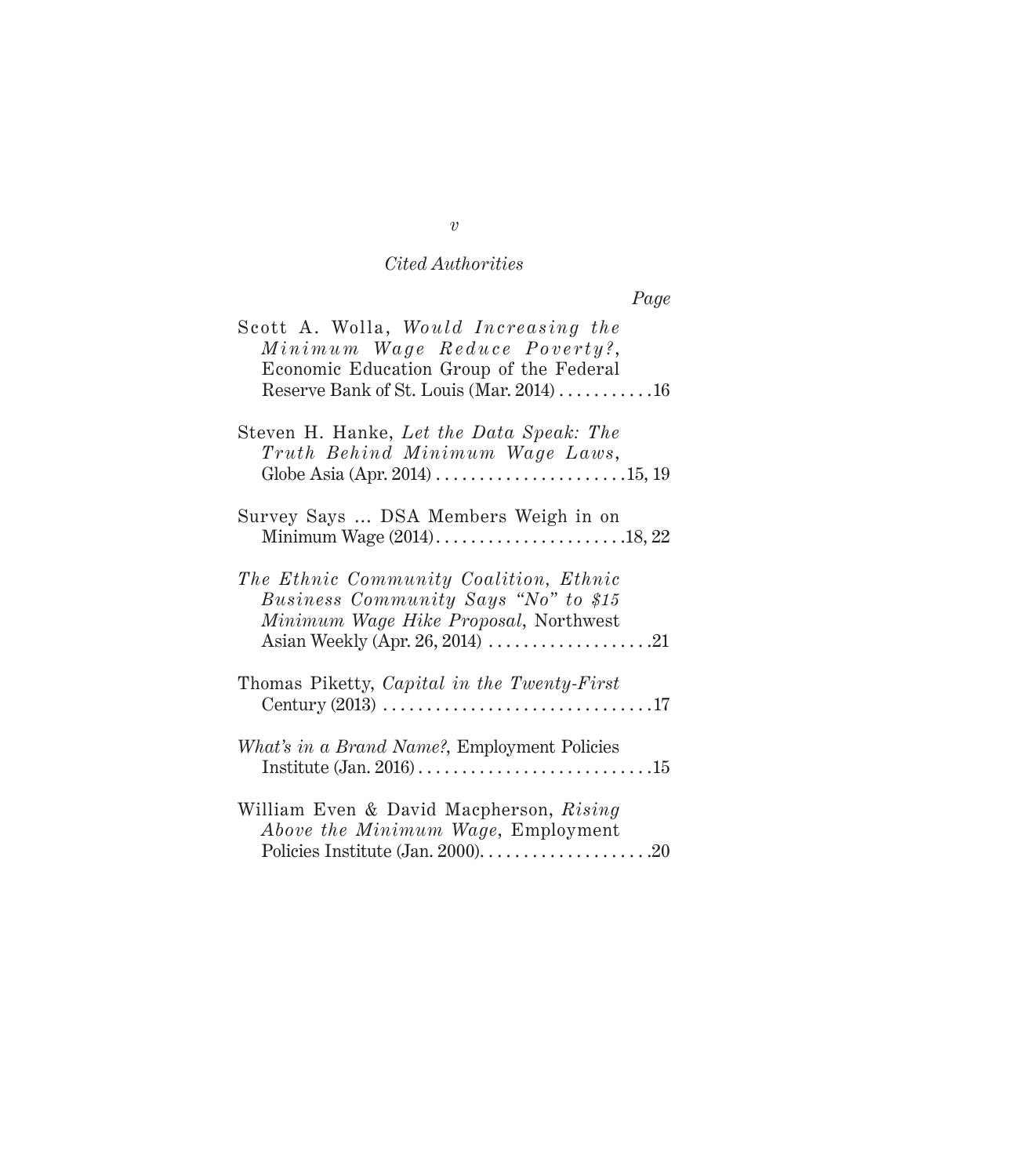*Cited Authorities*

*Page*

Scott A. Wolla, *Would Increasing the Minimum Wage Reduce Poverty?*, Economic Education Group of the Federal Reserve Bank of St. Louis (Mar. 2014) . . . . . . . . . . .16

Steven H. Hanke, *Let the Data Speak: The Truth Behind Minimum Wage Laws*, Globe Asia (Apr. 2014) . . . . . . . . . . . . . . . . . . . . . .15, 19

Survey Says … DSA Members Weigh in on Minimum Wage (2014). . . . . . . . . . . . . . . . . . . . . .18, 22

*The Ethnic Community Coalition, Ethnic Business Community Says "No" to $15 Minimum Wage Hike Proposal*, Northwest Asian Weekly (Apr. 26, 2014) . . . . . . . . . . . . . . . . . . .21

Thomas Piketty, *Capital in the Twenty-First Century* (2013) . . . . . . . . . . . . . . . . . . . . . . . . . . . . . . .17

*What's in a Brand Name?*, Employment Policies Institute (Jan. 2016) . . . . . . . . . . . . . . . . . . . . . . . . . . .15

William Even & David Macpherson, *Rising Above the Minimum Wage*, Employment Policies Institute (Jan. 2000). . . . . . . . . . . . . . . . . . . . .20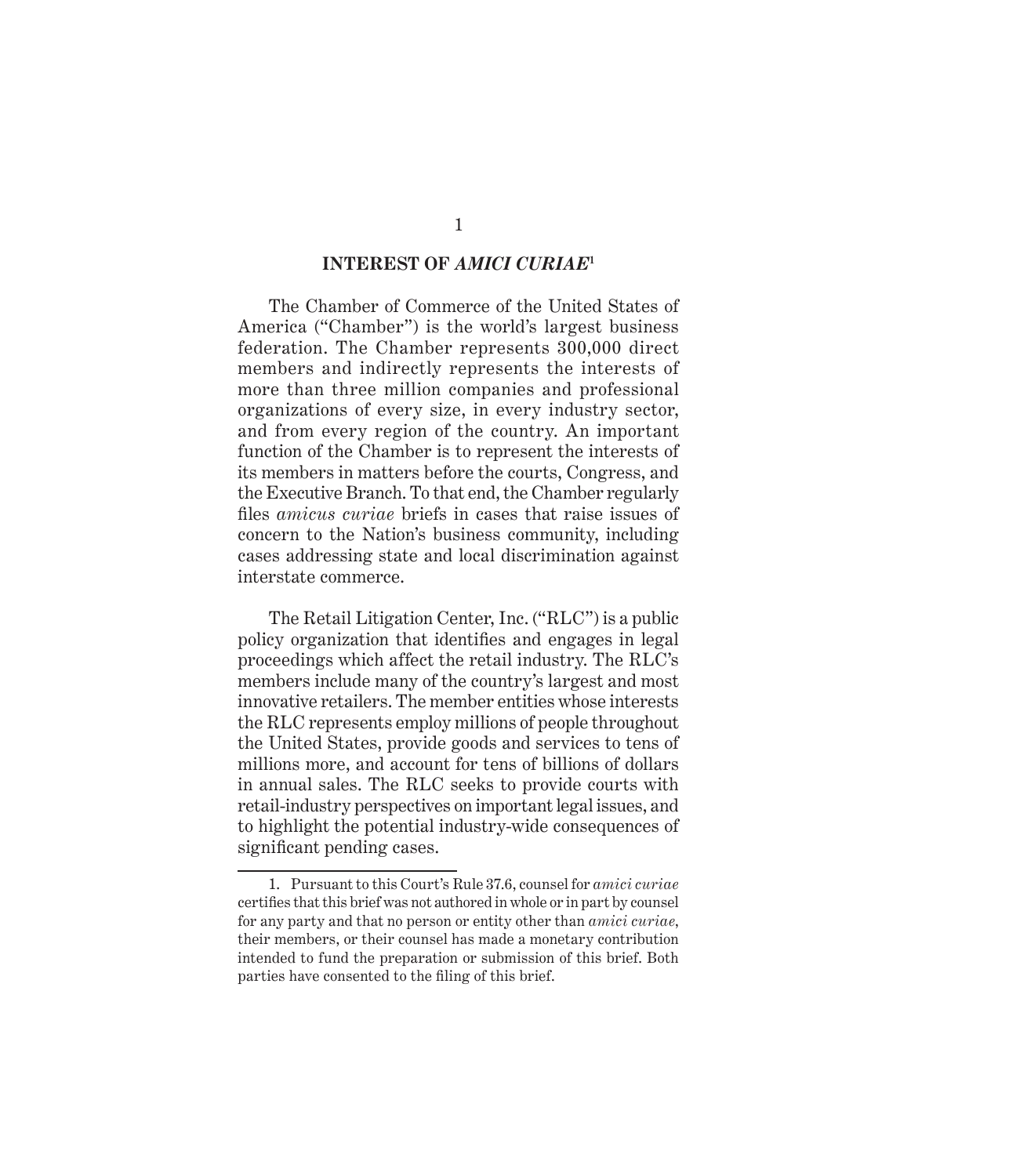## INTEREST OF *AMICI CURIAE*[1]

The Chamber of Commerce of the United States of America ("Chamber") is the world's largest business federation. The Chamber represents 300,000 direct members and indirectly represents the interests of more than three million companies and professional organizations of every size, in every industry sector, and from every region of the country. An important function of the Chamber is to represent the interests of its members in matters before the courts, Congress, and the Executive Branch. To that end, the Chamber regularly files *amicus curiae* briefs in cases that raise issues of concern to the Nation's business community, including cases addressing state and local discrimination against interstate commerce.

The Retail Litigation Center, Inc. ("RLC") is a public policy organization that identifies and engages in legal proceedings which affect the retail industry. The RLC's members include many of the country's largest and most innovative retailers. The member entities whose interests the RLC represents employ millions of people throughout the United States, provide goods and services to tens of millions more, and account for tens of billions of dollars in annual sales. The RLC seeks to provide courts with retail-industry perspectives on important legal issues, and to highlight the potential industry-wide consequences of significant pending cases.

---

1. Pursuant to this Court's Rule 37.6, counsel for *amici curiae* certifies that this brief was not authored in whole or in part by counsel for any party and that no person or entity other than *amici curiae*, their members, or their counsel has made a monetary contribution intended to fund the preparation or submission of this brief. Both parties have consented to the filing of this brief.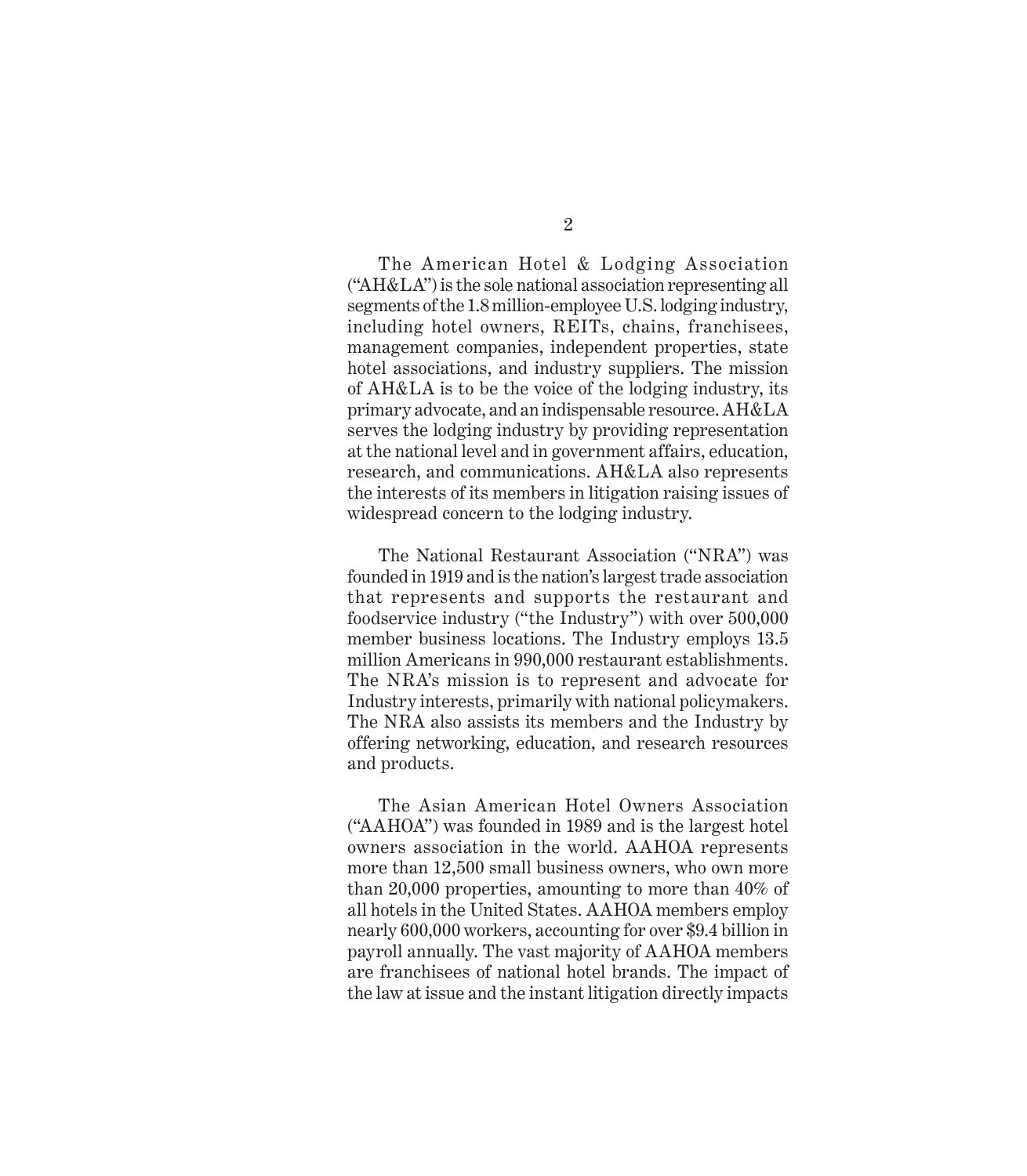The American Hotel & Lodging Association ("AH&LA") is the sole national association representing all segments of the 1.8 million-employee U.S. lodging industry, including hotel owners, REITs, chains, franchisees, management companies, independent properties, state hotel associations, and industry suppliers. The mission of AH&LA is to be the voice of the lodging industry, its primary advocate, and an indispensable resource. AH&LA serves the lodging industry by providing representation at the national level and in government affairs, education, research, and communications. AH&LA also represents the interests of its members in litigation raising issues of widespread concern to the lodging industry.

The National Restaurant Association ("NRA") was founded in 1919 and is the nation's largest trade association that represents and supports the restaurant and foodservice industry ("the Industry") with over 500,000 member business locations. The Industry employs 13.5 million Americans in 990,000 restaurant establishments. The NRA's mission is to represent and advocate for Industry interests, primarily with national policymakers. The NRA also assists its members and the Industry by offering networking, education, and research resources and products.

The Asian American Hotel Owners Association ("AAHOA") was founded in 1989 and is the largest hotel owners association in the world. AAHOA represents more than 12,500 small business owners, who own more than 20,000 properties, amounting to more than 40% of all hotels in the United States. AAHOA members employ nearly 600,000 workers, accounting for over $9.4 billion in payroll annually. The vast majority of AAHOA members are franchisees of national hotel brands. The impact of the law at issue and the instant litigation directly impacts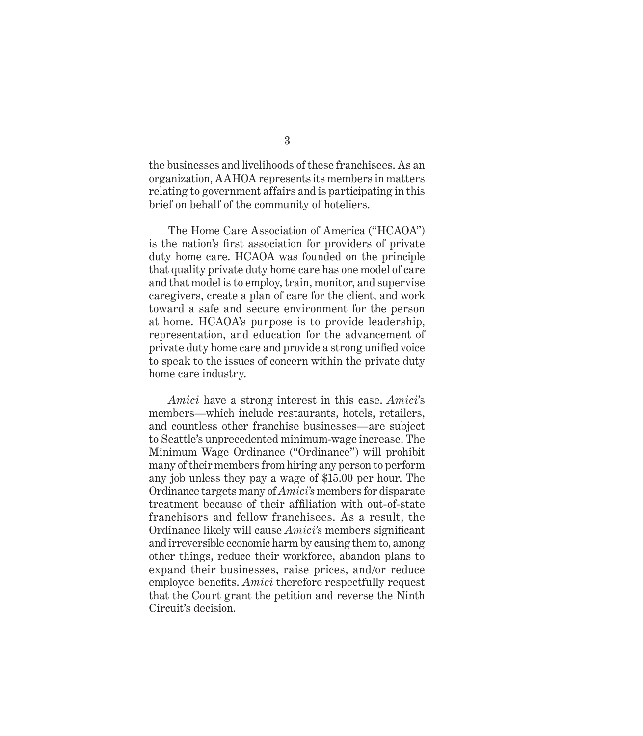the businesses and livelihoods of these franchisees. As an organization, AAHOA represents its members in matters relating to government affairs and is participating in this brief on behalf of the community of hoteliers.

The Home Care Association of America ("HCAOA") is the nation's first association for providers of private duty home care. HCAOA was founded on the principle that quality private duty home care has one model of care and that model is to employ, train, monitor, and supervise caregivers, create a plan of care for the client, and work toward a safe and secure environment for the person at home. HCAOA's purpose is to provide leadership, representation, and education for the advancement of private duty home care and provide a strong unified voice to speak to the issues of concern within the private duty home care industry.

*Amici* have a strong interest in this case. *Amici*'s members—which include restaurants, hotels, retailers, and countless other franchise businesses—are subject to Seattle's unprecedented minimum-wage increase. The Minimum Wage Ordinance ("Ordinance") will prohibit many of their members from hiring any person to perform any job unless they pay a wage of $15.00 per hour. The Ordinance targets many of *Amici's* members for disparate treatment because of their affiliation with out-of-state franchisors and fellow franchisees. As a result, the Ordinance likely will cause *Amici's* members significant and irreversible economic harm by causing them to, among other things, reduce their workforce, abandon plans to expand their businesses, raise prices, and/or reduce employee benefits. *Amici* therefore respectfully request that the Court grant the petition and reverse the Ninth Circuit's decision.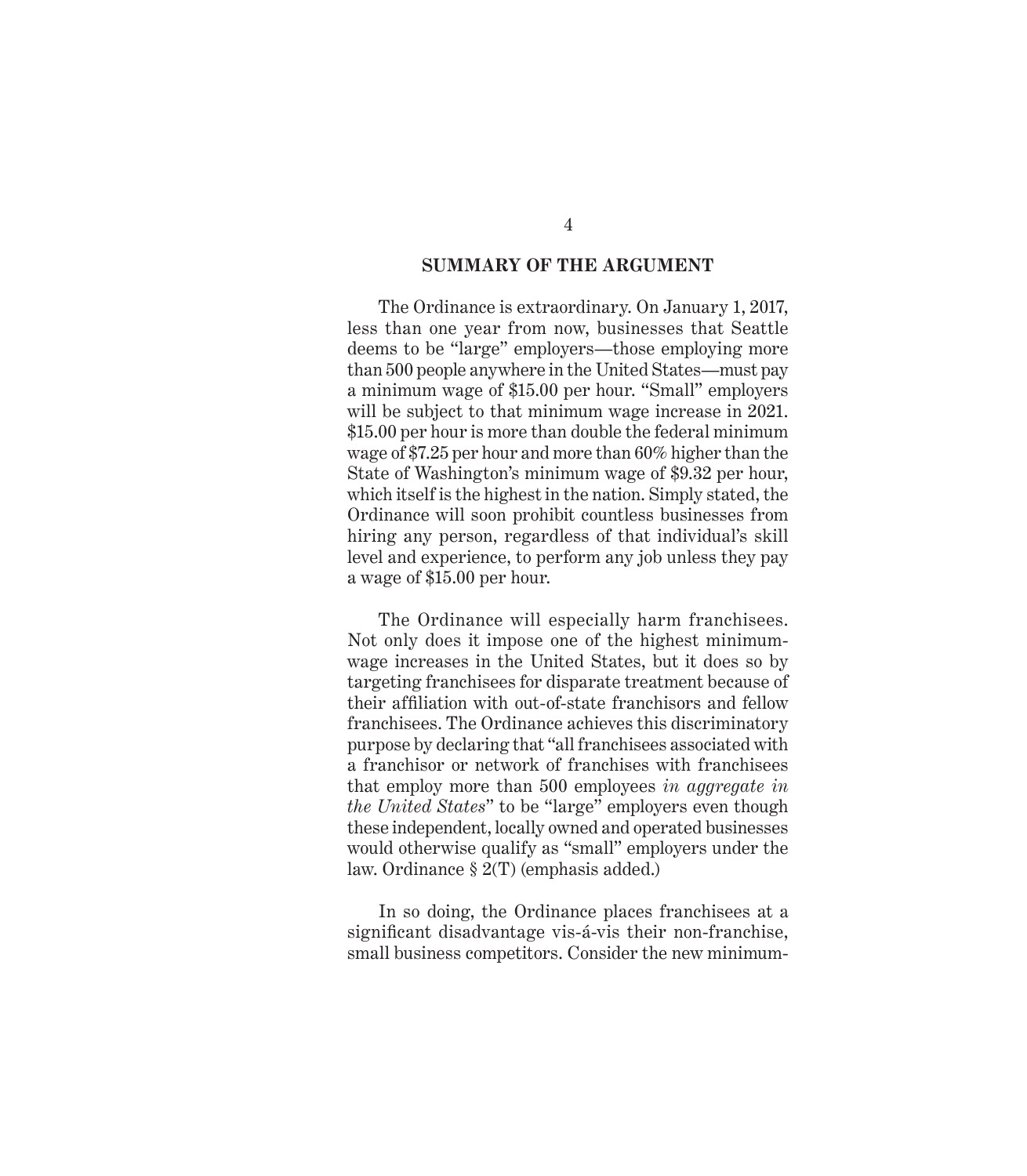## SUMMARY OF THE ARGUMENT

The Ordinance is extraordinary. On January 1, 2017, less than one year from now, businesses that Seattle deems to be "large" employers—those employing more than 500 people anywhere in the United States—must pay a minimum wage of $15.00 per hour. "Small" employers will be subject to that minimum wage increase in 2021. $15.00 per hour is more than double the federal minimum wage of $7.25 per hour and more than 60% higher than the State of Washington's minimum wage of $9.32 per hour, which itself is the highest in the nation. Simply stated, the Ordinance will soon prohibit countless businesses from hiring any person, regardless of that individual's skill level and experience, to perform any job unless they pay a wage of $15.00 per hour.

The Ordinance will especially harm franchisees. Not only does it impose one of the highest minimum-wage increases in the United States, but it does so by targeting franchisees for disparate treatment because of their affiliation with out-of-state franchisors and fellow franchisees. The Ordinance achieves this discriminatory purpose by declaring that "all franchisees associated with a franchisor or network of franchises with franchisees that employ more than 500 employees *in aggregate in the United States*" to be "large" employers even though these independent, locally owned and operated businesses would otherwise qualify as "small" employers under the law. Ordinance § 2(T) (emphasis added.)

In so doing, the Ordinance places franchisees at a significant disadvantage vis-á-vis their non-franchise, small business competitors. Consider the new minimum-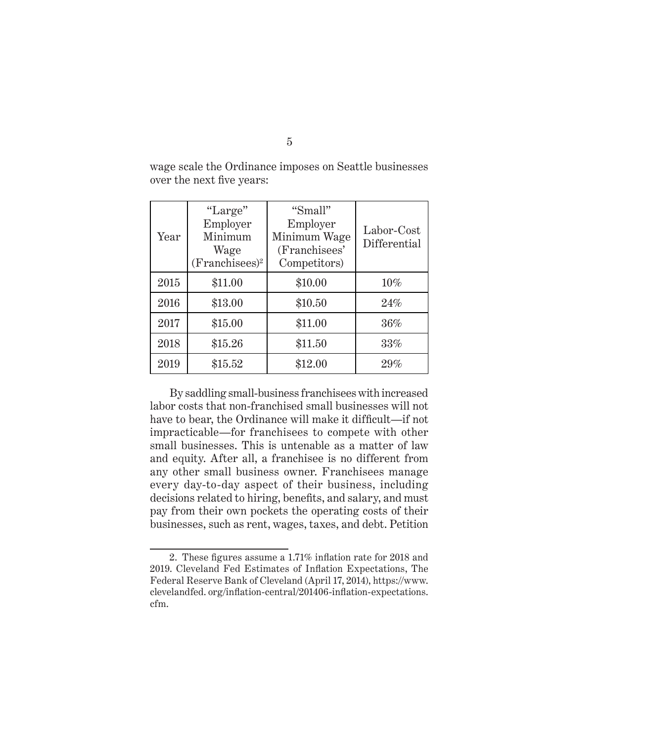wage scale the Ordinance imposes on Seattle businesses over the next five years:

| Year | "Large" Employer Minimum Wage (Franchisees)[2] | "Small" Employer Minimum Wage (Franchisees' Competitors) | Labor-Cost Differential |
|---|---|---|---|
| 2015 | $11.00 | $10.00 | 10% |
| 2016 | $13.00 | $10.50 | 24% |
| 2017 | $15.00 | $11.00 | 36% |
| 2018 | $15.26 | $11.50 | 33% |
| 2019 | $15.52 | $12.00 | 29% |

By saddling small-business franchisees with increased labor costs that non-franchised small businesses will not have to bear, the Ordinance will make it difficult—if not impracticable—for franchisees to compete with other small businesses. This is untenable as a matter of law and equity. After all, a franchisee is no different from any other small business owner. Franchisees manage every day-to-day aspect of their business, including decisions related to hiring, benefits, and salary, and must pay from their own pockets the operating costs of their businesses, such as rent, wages, taxes, and debt. Petition

2. These figures assume a 1.71% inflation rate for 2018 and 2019. Cleveland Fed Estimates of Inflation Expectations, The Federal Reserve Bank of Cleveland (April 17, 2014), https://www.clevelandfed. org/inflation-central/201406-inflation-expectations.cfm.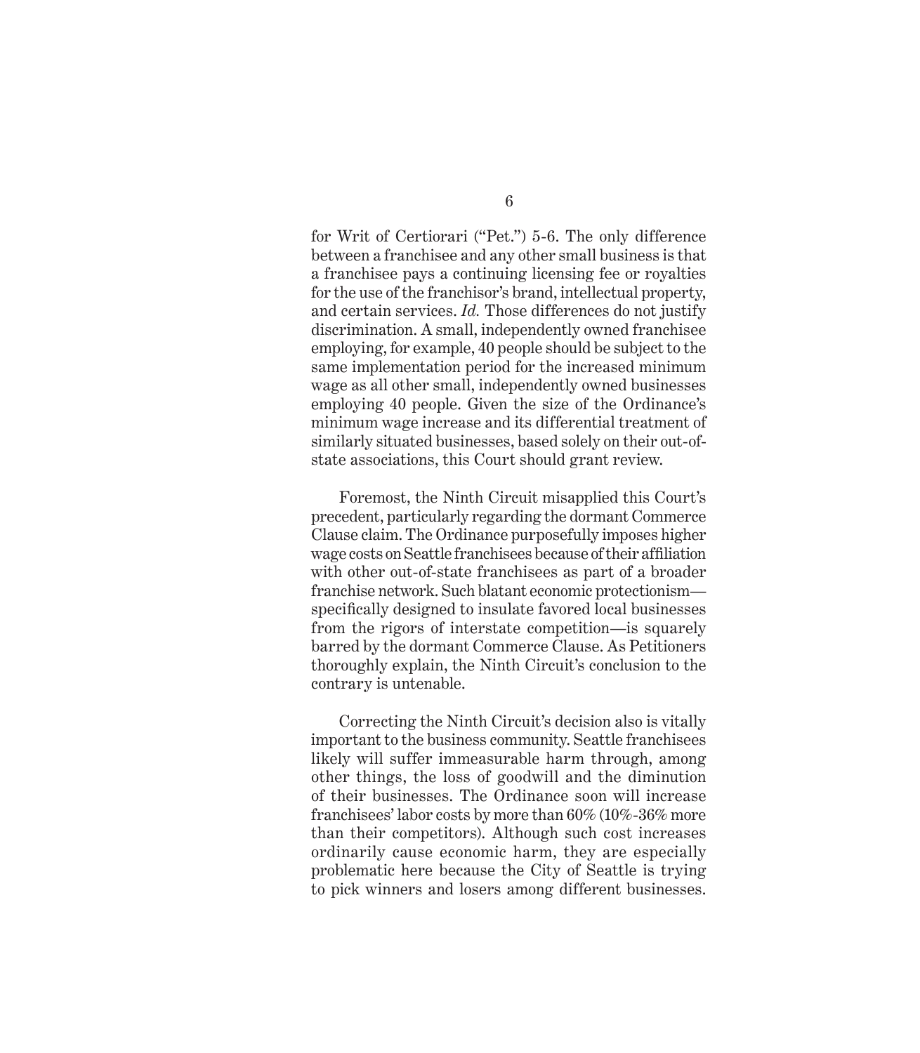for Writ of Certiorari ("Pet.") 5-6. The only difference between a franchisee and any other small business is that a franchisee pays a continuing licensing fee or royalties for the use of the franchisor's brand, intellectual property, and certain services. *Id.* Those differences do not justify discrimination. A small, independently owned franchisee employing, for example, 40 people should be subject to the same implementation period for the increased minimum wage as all other small, independently owned businesses employing 40 people. Given the size of the Ordinance's minimum wage increase and its differential treatment of similarly situated businesses, based solely on their out-of-state associations, this Court should grant review.

Foremost, the Ninth Circuit misapplied this Court's precedent, particularly regarding the dormant Commerce Clause claim. The Ordinance purposefully imposes higher wage costs on Seattle franchisees because of their affiliation with other out-of-state franchisees as part of a broader franchise network. Such blatant economic protectionism—specifically designed to insulate favored local businesses from the rigors of interstate competition—is squarely barred by the dormant Commerce Clause. As Petitioners thoroughly explain, the Ninth Circuit's conclusion to the contrary is untenable.

Correcting the Ninth Circuit's decision also is vitally important to the business community. Seattle franchisees likely will suffer immeasurable harm through, among other things, the loss of goodwill and the diminution of their businesses. The Ordinance soon will increase franchisees' labor costs by more than 60% (10%-36% more than their competitors). Although such cost increases ordinarily cause economic harm, they are especially problematic here because the City of Seattle is trying to pick winners and losers among different businesses.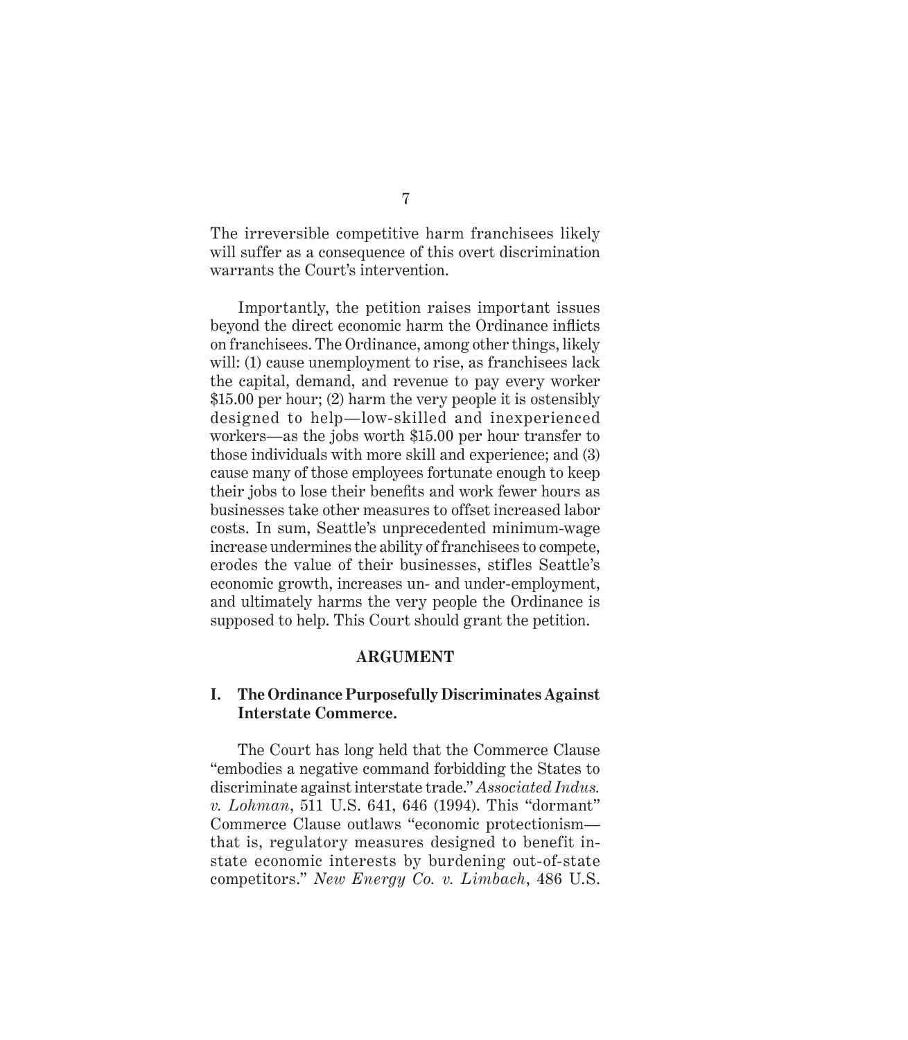The irreversible competitive harm franchisees likely will suffer as a consequence of this overt discrimination warrants the Court's intervention.

Importantly, the petition raises important issues beyond the direct economic harm the Ordinance inflicts on franchisees. The Ordinance, among other things, likely will: (1) cause unemployment to rise, as franchisees lack the capital, demand, and revenue to pay every worker $15.00 per hour; (2) harm the very people it is ostensibly designed to help—low-skilled and inexperienced workers—as the jobs worth $15.00 per hour transfer to those individuals with more skill and experience; and (3) cause many of those employees fortunate enough to keep their jobs to lose their benefits and work fewer hours as businesses take other measures to offset increased labor costs. In sum, Seattle's unprecedented minimum-wage increase undermines the ability of franchisees to compete, erodes the value of their businesses, stifles Seattle's economic growth, increases un- and under-employment, and ultimately harms the very people the Ordinance is supposed to help. This Court should grant the petition.

## ARGUMENT

### I. The Ordinance Purposefully Discriminates Against Interstate Commerce.

The Court has long held that the Commerce Clause "embodies a negative command forbidding the States to discriminate against interstate trade." *Associated Indus. v. Lohman*, 511 U.S. 641, 646 (1994). This "dormant" Commerce Clause outlaws "economic protectionism—that is, regulatory measures designed to benefit in-state economic interests by burdening out-of-state competitors." *New Energy Co. v. Limbach*, 486 U.S.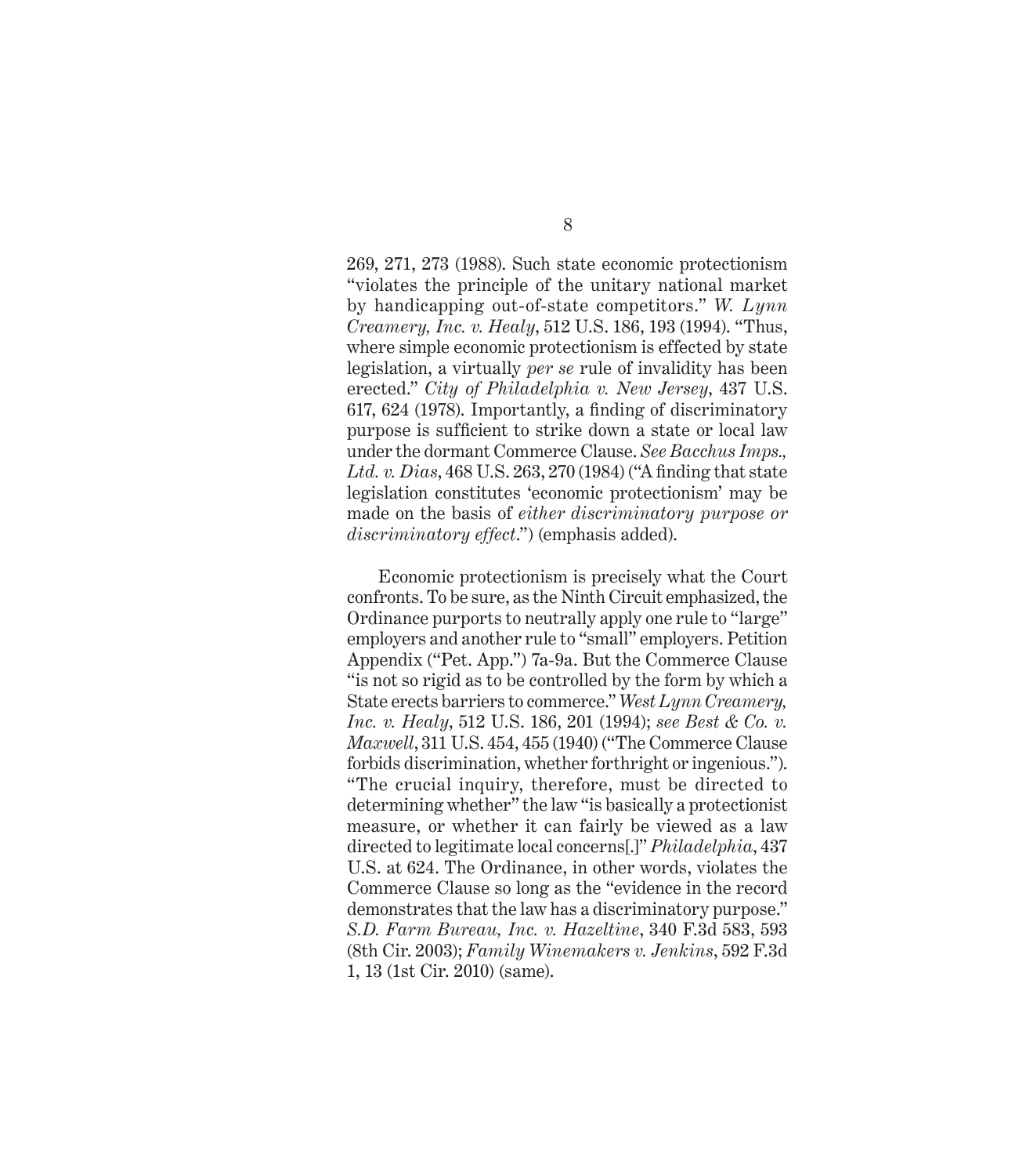269, 271, 273 (1988). Such state economic protectionism "violates the principle of the unitary national market by handicapping out-of-state competitors." *W. Lynn Creamery, Inc. v. Healy*, 512 U.S. 186, 193 (1994). "Thus, where simple economic protectionism is effected by state legislation, a virtually *per se* rule of invalidity has been erected." *City of Philadelphia v. New Jersey*, 437 U.S. 617, 624 (1978). Importantly, a finding of discriminatory purpose is sufficient to strike down a state or local law under the dormant Commerce Clause. *See Bacchus Imps., Ltd. v. Dias*, 468 U.S. 263, 270 (1984) ("A finding that state legislation constitutes 'economic protectionism' may be made on the basis of *either discriminatory purpose or discriminatory effect*.") (emphasis added).

Economic protectionism is precisely what the Court confronts. To be sure, as the Ninth Circuit emphasized, the Ordinance purports to neutrally apply one rule to "large" employers and another rule to "small" employers. Petition Appendix ("Pet. App.") 7a-9a. But the Commerce Clause "is not so rigid as to be controlled by the form by which a State erects barriers to commerce." *West Lynn Creamery, Inc. v. Healy*, 512 U.S. 186, 201 (1994); *see Best & Co. v. Maxwell*, 311 U.S. 454, 455 (1940) ("The Commerce Clause forbids discrimination, whether forthright or ingenious."). "The crucial inquiry, therefore, must be directed to determining whether" the law "is basically a protectionist measure, or whether it can fairly be viewed as a law directed to legitimate local concerns[.]" *Philadelphia*, 437 U.S. at 624. The Ordinance, in other words, violates the Commerce Clause so long as the "evidence in the record demonstrates that the law has a discriminatory purpose." *S.D. Farm Bureau, Inc. v. Hazeltine*, 340 F.3d 583, 593 (8th Cir. 2003); *Family Winemakers v. Jenkins*, 592 F.3d 1, 13 (1st Cir. 2010) (same).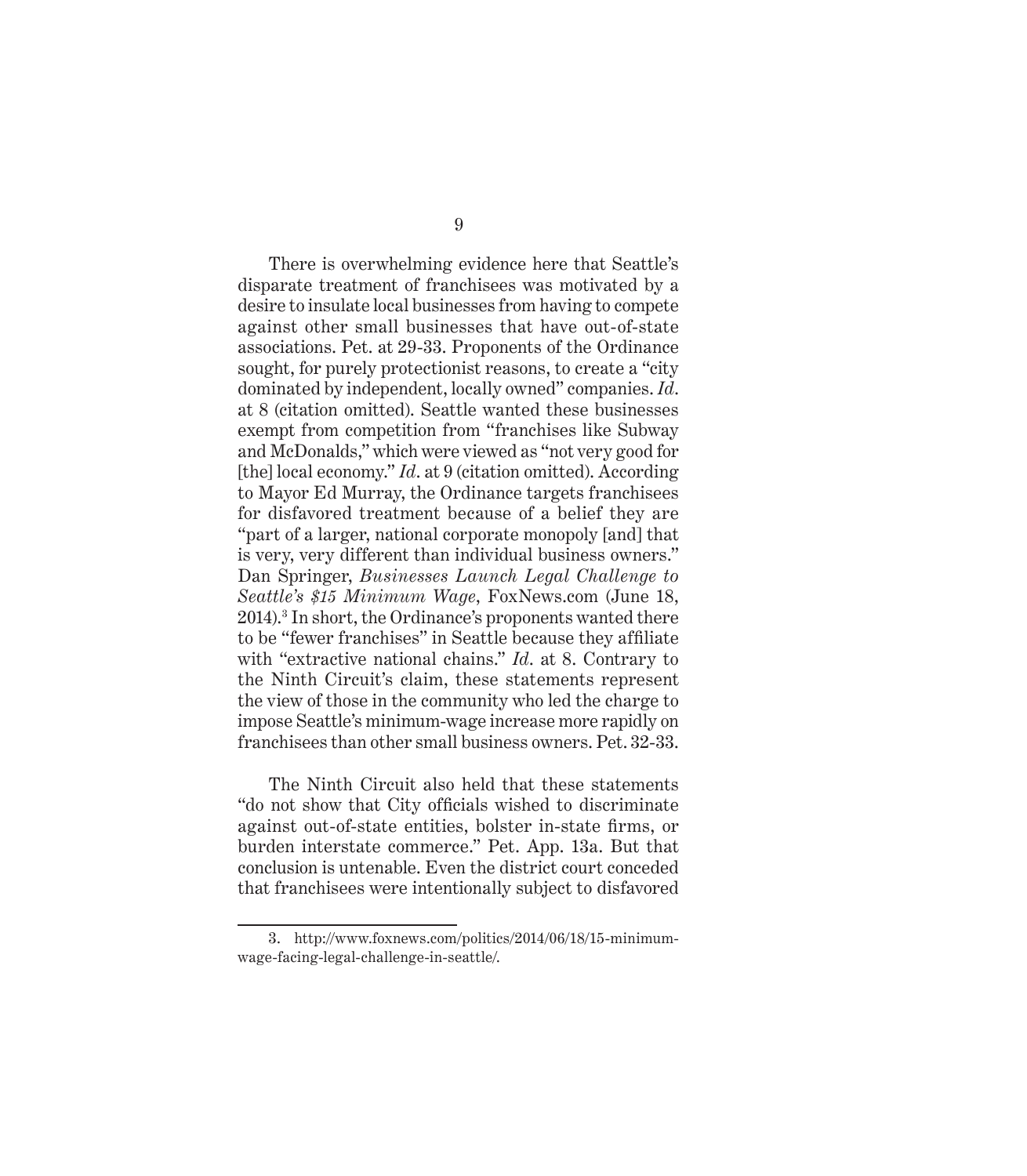There is overwhelming evidence here that Seattle's disparate treatment of franchisees was motivated by a desire to insulate local businesses from having to compete against other small businesses that have out-of-state associations. Pet. at 29-33. Proponents of the Ordinance sought, for purely protectionist reasons, to create a "city dominated by independent, locally owned" companies. *Id*. at 8 (citation omitted). Seattle wanted these businesses exempt from competition from "franchises like Subway and McDonalds," which were viewed as "not very good for [the] local economy." *Id*. at 9 (citation omitted). According to Mayor Ed Murray, the Ordinance targets franchisees for disfavored treatment because of a belief they are "part of a larger, national corporate monopoly [and] that is very, very different than individual business owners." Dan Springer, *Businesses Launch Legal Challenge to Seattle's $15 Minimum Wage*, FoxNews.com (June 18, 2014).[3] In short, the Ordinance's proponents wanted there to be "fewer franchises" in Seattle because they affiliate with "extractive national chains." *Id*. at 8. Contrary to the Ninth Circuit's claim, these statements represent the view of those in the community who led the charge to impose Seattle's minimum-wage increase more rapidly on franchisees than other small business owners. Pet. 32-33.

The Ninth Circuit also held that these statements "do not show that City officials wished to discriminate against out-of-state entities, bolster in-state firms, or burden interstate commerce." Pet. App. 13a. But that conclusion is untenable. Even the district court conceded that franchisees were intentionally subject to disfavored

3. http://www.foxnews.com/politics/2014/06/18/15-minimum-wage-facing-legal-challenge-in-seattle/.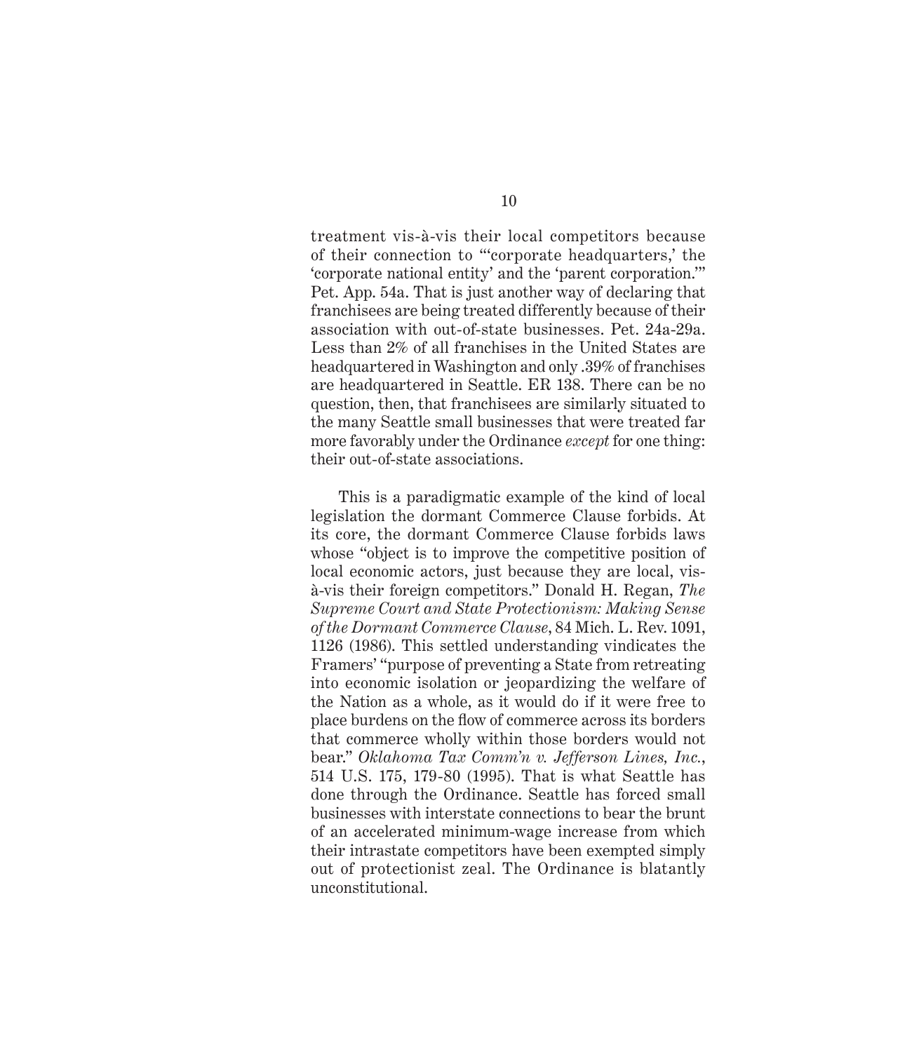treatment vis-à-vis their local competitors because of their connection to "'corporate headquarters,' the 'corporate national entity' and the 'parent corporation.'" Pet. App. 54a. That is just another way of declaring that franchisees are being treated differently because of their association with out-of-state businesses. Pet. 24a-29a. Less than 2% of all franchises in the United States are headquartered in Washington and only .39% of franchises are headquartered in Seattle. ER 138. There can be no question, then, that franchisees are similarly situated to the many Seattle small businesses that were treated far more favorably under the Ordinance *except* for one thing: their out-of-state associations.

This is a paradigmatic example of the kind of local legislation the dormant Commerce Clause forbids. At its core, the dormant Commerce Clause forbids laws whose "object is to improve the competitive position of local economic actors, just because they are local, vis-à-vis their foreign competitors." Donald H. Regan, *The Supreme Court and State Protectionism: Making Sense of the Dormant Commerce Clause*, 84 Mich. L. Rev. 1091, 1126 (1986). This settled understanding vindicates the Framers' "purpose of preventing a State from retreating into economic isolation or jeopardizing the welfare of the Nation as a whole, as it would do if it were free to place burdens on the flow of commerce across its borders that commerce wholly within those borders would not bear." *Oklahoma Tax Comm'n v. Jefferson Lines, Inc.*, 514 U.S. 175, 179-80 (1995). That is what Seattle has done through the Ordinance. Seattle has forced small businesses with interstate connections to bear the brunt of an accelerated minimum-wage increase from which their intrastate competitors have been exempted simply out of protectionist zeal. The Ordinance is blatantly unconstitutional.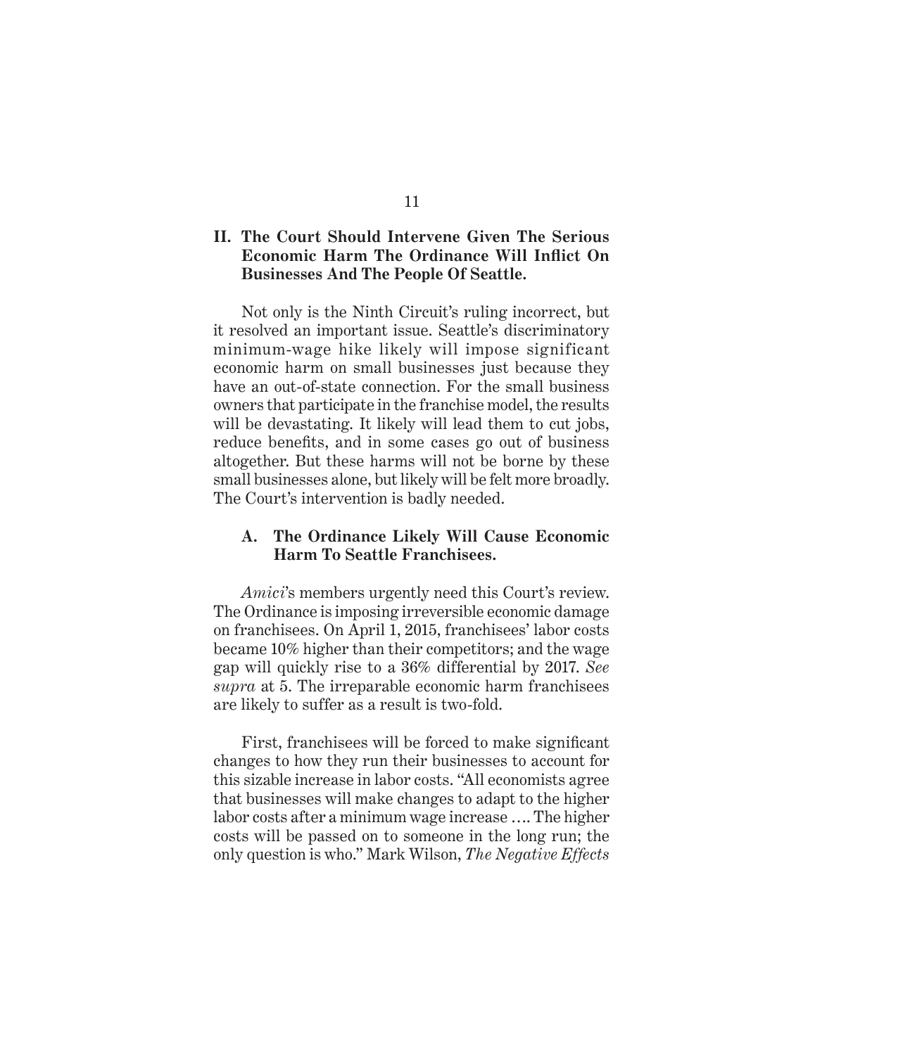## II. The Court Should Intervene Given The Serious Economic Harm The Ordinance Will Inflict On Businesses And The People Of Seattle.

Not only is the Ninth Circuit's ruling incorrect, but it resolved an important issue. Seattle's discriminatory minimum-wage hike likely will impose significant economic harm on small businesses just because they have an out-of-state connection. For the small business owners that participate in the franchise model, the results will be devastating. It likely will lead them to cut jobs, reduce benefits, and in some cases go out of business altogether. But these harms will not be borne by these small businesses alone, but likely will be felt more broadly. The Court's intervention is badly needed.

### A. The Ordinance Likely Will Cause Economic Harm To Seattle Franchisees.

*Amici*'s members urgently need this Court's review. The Ordinance is imposing irreversible economic damage on franchisees. On April 1, 2015, franchisees' labor costs became 10% higher than their competitors; and the wage gap will quickly rise to a 36% differential by 2017. *See supra* at 5. The irreparable economic harm franchisees are likely to suffer as a result is two-fold.

First, franchisees will be forced to make significant changes to how they run their businesses to account for this sizable increase in labor costs. "All economists agree that businesses will make changes to adapt to the higher labor costs after a minimum wage increase …. The higher costs will be passed on to someone in the long run; the only question is who." Mark Wilson, *The Negative Effects*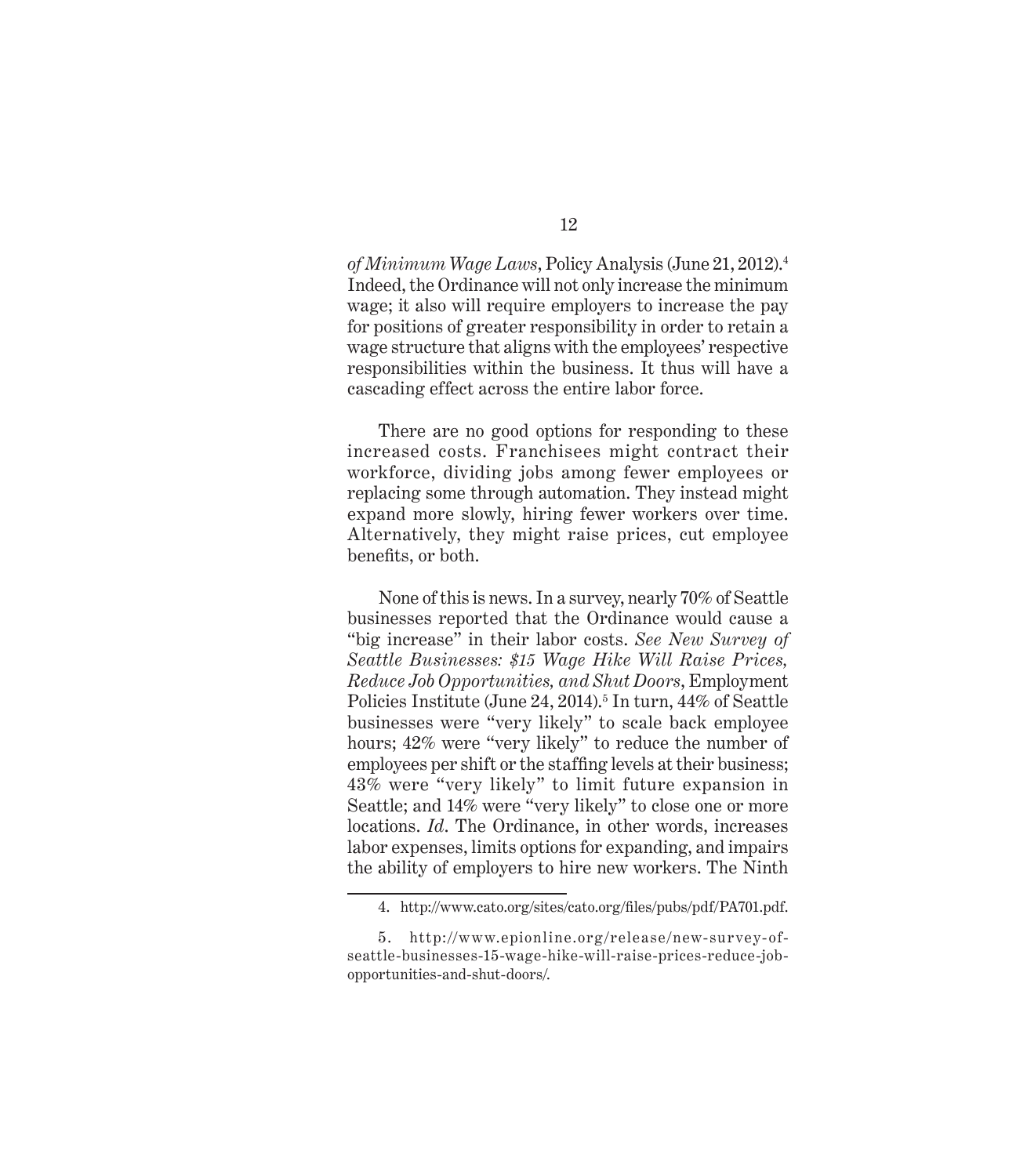*of Minimum Wage Laws*, Policy Analysis (June 21, 2012).[4] Indeed, the Ordinance will not only increase the minimum wage; it also will require employers to increase the pay for positions of greater responsibility in order to retain a wage structure that aligns with the employees' respective responsibilities within the business. It thus will have a cascading effect across the entire labor force.

There are no good options for responding to these increased costs. Franchisees might contract their workforce, dividing jobs among fewer employees or replacing some through automation. They instead might expand more slowly, hiring fewer workers over time. Alternatively, they might raise prices, cut employee benefits, or both.

None of this is news. In a survey, nearly 70% of Seattle businesses reported that the Ordinance would cause a "big increase" in their labor costs. *See New Survey of Seattle Businesses: $15 Wage Hike Will Raise Prices, Reduce Job Opportunities, and Shut Doors*, Employment Policies Institute (June 24, 2014).[5] In turn, 44% of Seattle businesses were "very likely" to scale back employee hours; 42% were "very likely" to reduce the number of employees per shift or the staffing levels at their business; 43% were "very likely" to limit future expansion in Seattle; and 14% were "very likely" to close one or more locations. *Id*. The Ordinance, in other words, increases labor expenses, limits options for expanding, and impairs the ability of employers to hire new workers. The Ninth

---

4. http://www.cato.org/sites/cato.org/files/pubs/pdf/PA701.pdf.

5. http://www.epionline.org/release/new-survey-of-seattle-businesses-15-wage-hike-will-raise-prices-reduce-job-opportunities-and-shut-doors/.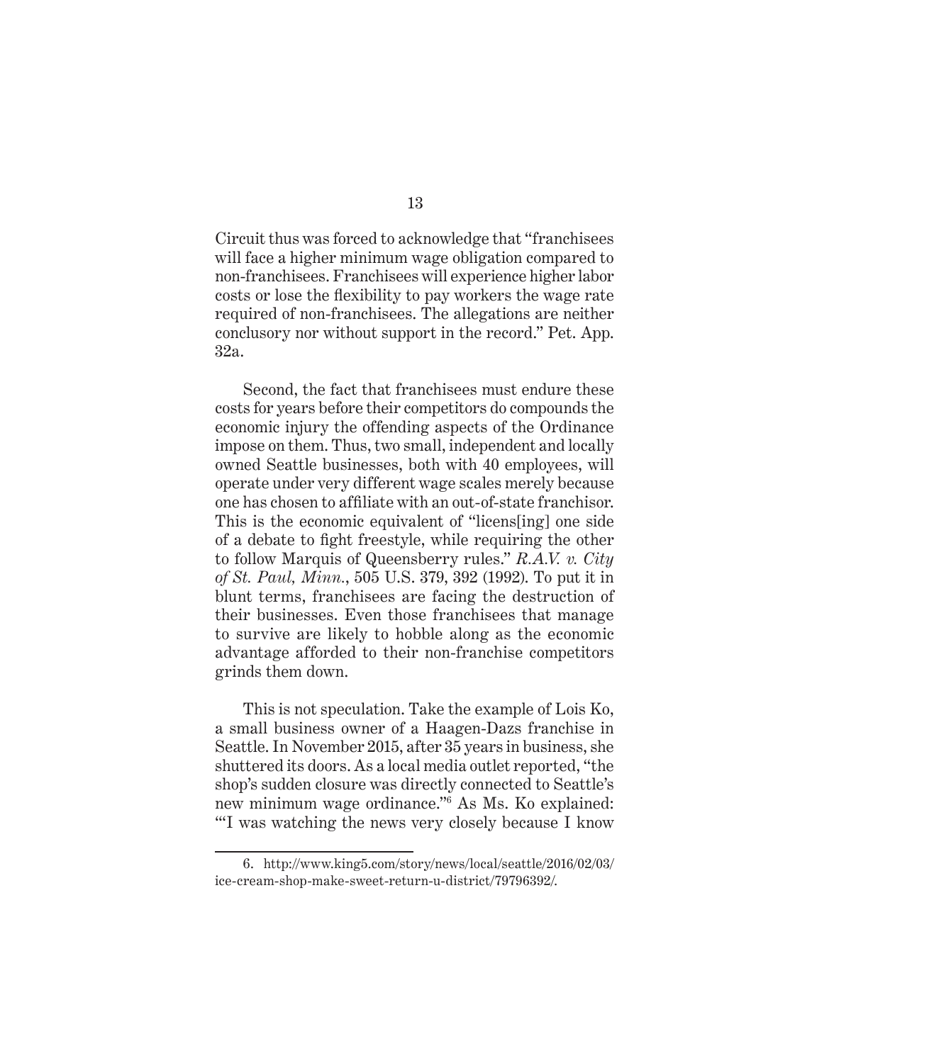Circuit thus was forced to acknowledge that "franchisees will face a higher minimum wage obligation compared to non-franchisees. Franchisees will experience higher labor costs or lose the flexibility to pay workers the wage rate required of non-franchisees. The allegations are neither conclusory nor without support in the record." Pet. App. 32a.

Second, the fact that franchisees must endure these costs for years before their competitors do compounds the economic injury the offending aspects of the Ordinance impose on them. Thus, two small, independent and locally owned Seattle businesses, both with 40 employees, will operate under very different wage scales merely because one has chosen to affiliate with an out-of-state franchisor. This is the economic equivalent of "licens[ing] one side of a debate to fight freestyle, while requiring the other to follow Marquis of Queensberry rules." *R.A.V. v. City of St. Paul, Minn.*, 505 U.S. 379, 392 (1992). To put it in blunt terms, franchisees are facing the destruction of their businesses. Even those franchisees that manage to survive are likely to hobble along as the economic advantage afforded to their non-franchise competitors grinds them down.

This is not speculation. Take the example of Lois Ko, a small business owner of a Haagen-Dazs franchise in Seattle. In November 2015, after 35 years in business, she shuttered its doors. As a local media outlet reported, "the shop's sudden closure was directly connected to Seattle's new minimum wage ordinance."[6] As Ms. Ko explained: "'I was watching the news very closely because I know

6. http://www.king5.com/story/news/local/seattle/2016/02/03/ice-cream-shop-make-sweet-return-u-district/79796392/.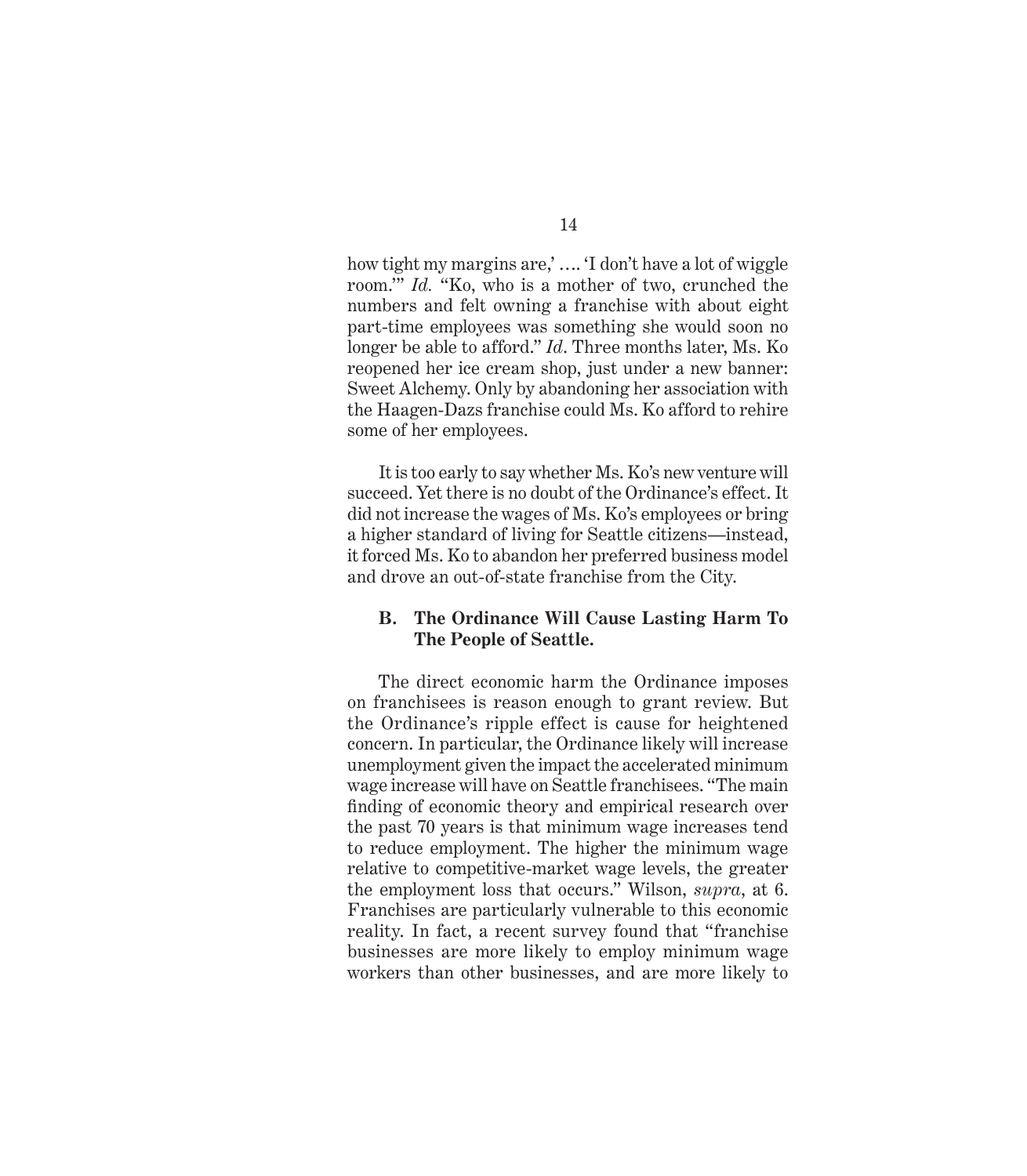how tight my margins are,' …. 'I don't have a lot of wiggle room.'" *Id.* "Ko, who is a mother of two, crunched the numbers and felt owning a franchise with about eight part-time employees was something she would soon no longer be able to afford." *Id*. Three months later, Ms. Ko reopened her ice cream shop, just under a new banner: Sweet Alchemy. Only by abandoning her association with the Haagen-Dazs franchise could Ms. Ko afford to rehire some of her employees.

It is too early to say whether Ms. Ko's new venture will succeed. Yet there is no doubt of the Ordinance's effect. It did not increase the wages of Ms. Ko's employees or bring a higher standard of living for Seattle citizens—instead, it forced Ms. Ko to abandon her preferred business model and drove an out-of-state franchise from the City.

### B. The Ordinance Will Cause Lasting Harm To The People of Seattle.

The direct economic harm the Ordinance imposes on franchisees is reason enough to grant review. But the Ordinance's ripple effect is cause for heightened concern. In particular, the Ordinance likely will increase unemployment given the impact the accelerated minimum wage increase will have on Seattle franchisees. "The main finding of economic theory and empirical research over the past 70 years is that minimum wage increases tend to reduce employment. The higher the minimum wage relative to competitive-market wage levels, the greater the employment loss that occurs." Wilson, *supra*, at 6. Franchises are particularly vulnerable to this economic reality. In fact, a recent survey found that "franchise businesses are more likely to employ minimum wage workers than other businesses, and are more likely to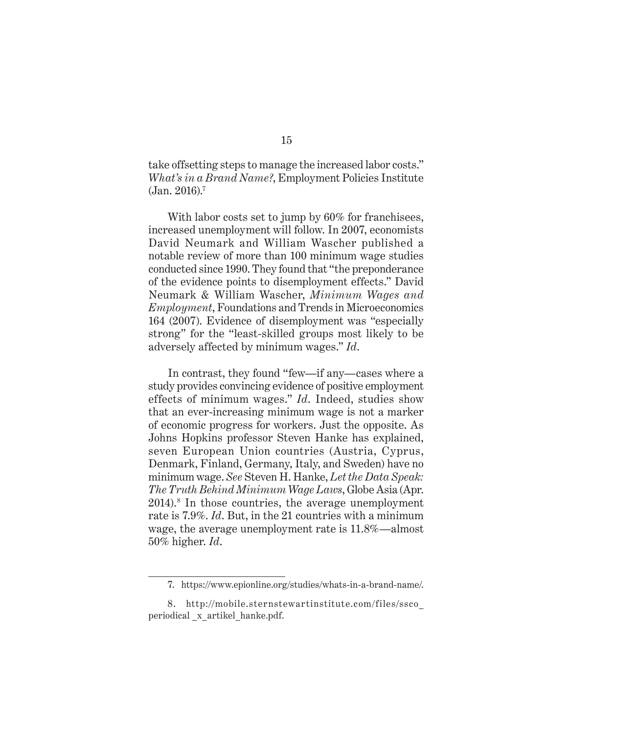take offsetting steps to manage the increased labor costs." *What's in a Brand Name?*, Employment Policies Institute (Jan. 2016).[7]

With labor costs set to jump by 60% for franchisees, increased unemployment will follow. In 2007, economists David Neumark and William Wascher published a notable review of more than 100 minimum wage studies conducted since 1990. They found that "the preponderance of the evidence points to disemployment effects." David Neumark & William Wascher, *Minimum Wages and Employment*, Foundations and Trends in Microeconomics 164 (2007). Evidence of disemployment was "especially strong" for the "least-skilled groups most likely to be adversely affected by minimum wages." *Id.*

In contrast, they found "few—if any—cases where a study provides convincing evidence of positive employment effects of minimum wages." *Id.* Indeed, studies show that an ever-increasing minimum wage is not a marker of economic progress for workers. Just the opposite. As Johns Hopkins professor Steven Hanke has explained, seven European Union countries (Austria, Cyprus, Denmark, Finland, Germany, Italy, and Sweden) have no minimum wage. *See* Steven H. Hanke, *Let the Data Speak: The Truth Behind Minimum Wage Laws*, Globe Asia (Apr. 2014).[8] In those countries, the average unemployment rate is 7.9%. *Id.* But, in the 21 countries with a minimum wage, the average unemployment rate is 11.8%—almost 50% higher. *Id.*

---

7. https://www.epionline.org/studies/whats-in-a-brand-name/.

8. http://mobile.sternstewartinstitute.com/files/ssco_periodical _x_artikel_hanke.pdf.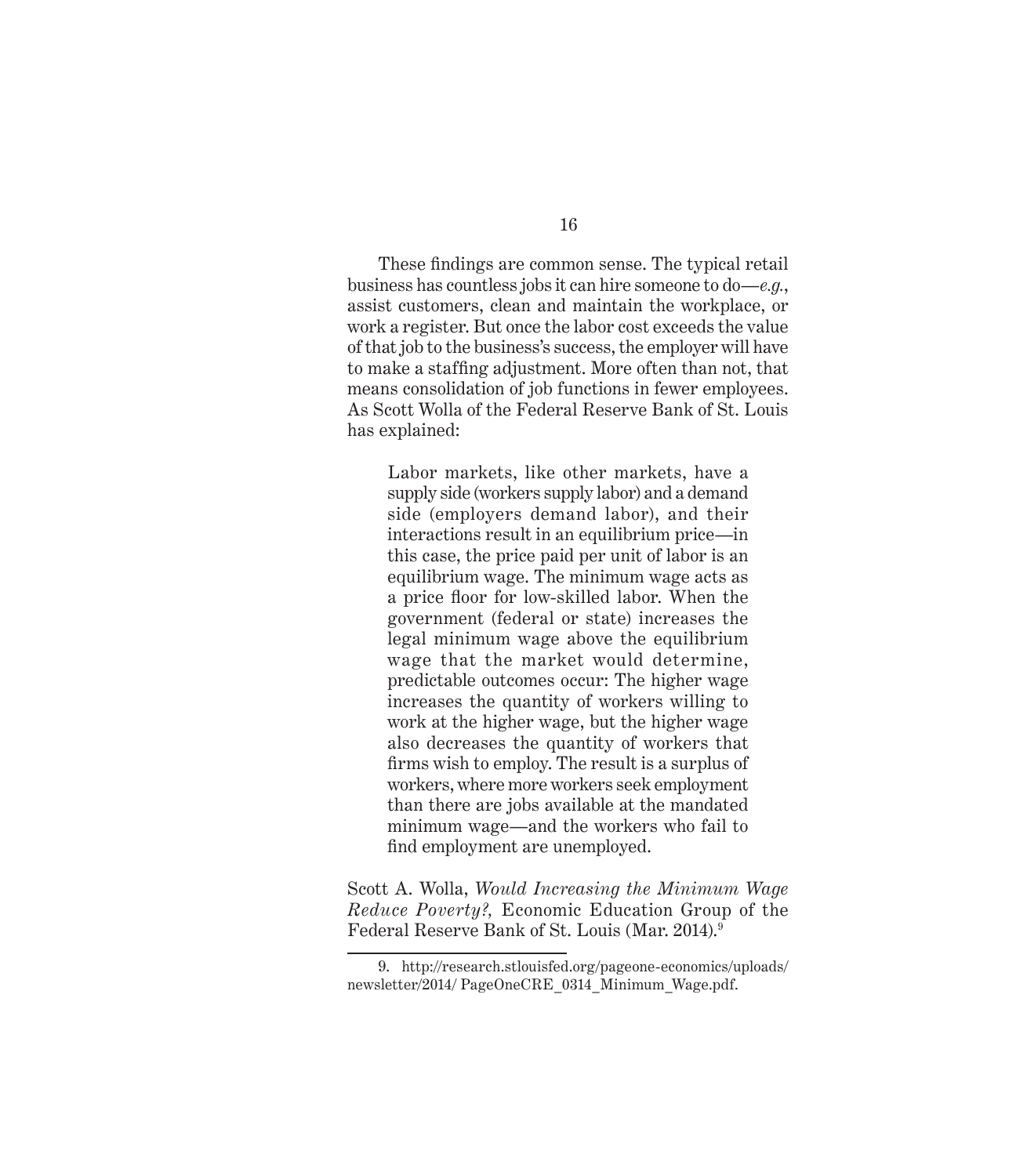These findings are common sense. The typical retail business has countless jobs it can hire someone to do—*e.g.*, assist customers, clean and maintain the workplace, or work a register. But once the labor cost exceeds the value of that job to the business's success, the employer will have to make a staffing adjustment. More often than not, that means consolidation of job functions in fewer employees. As Scott Wolla of the Federal Reserve Bank of St. Louis has explained:

> Labor markets, like other markets, have a supply side (workers supply labor) and a demand side (employers demand labor), and their interactions result in an equilibrium price—in this case, the price paid per unit of labor is an equilibrium wage. The minimum wage acts as a price floor for low-skilled labor. When the government (federal or state) increases the legal minimum wage above the equilibrium wage that the market would determine, predictable outcomes occur: The higher wage increases the quantity of workers willing to work at the higher wage, but the higher wage also decreases the quantity of workers that firms wish to employ. The result is a surplus of workers, where more workers seek employment than there are jobs available at the mandated minimum wage—and the workers who fail to find employment are unemployed.

Scott A. Wolla, *Would Increasing the Minimum Wage Reduce Poverty?,* Economic Education Group of the Federal Reserve Bank of St. Louis (Mar. 2014).[9]

---

9. http://research.stlouisfed.org/pageone-economics/uploads/newsletter/2014/ PageOneCRE_0314_Minimum_Wage.pdf.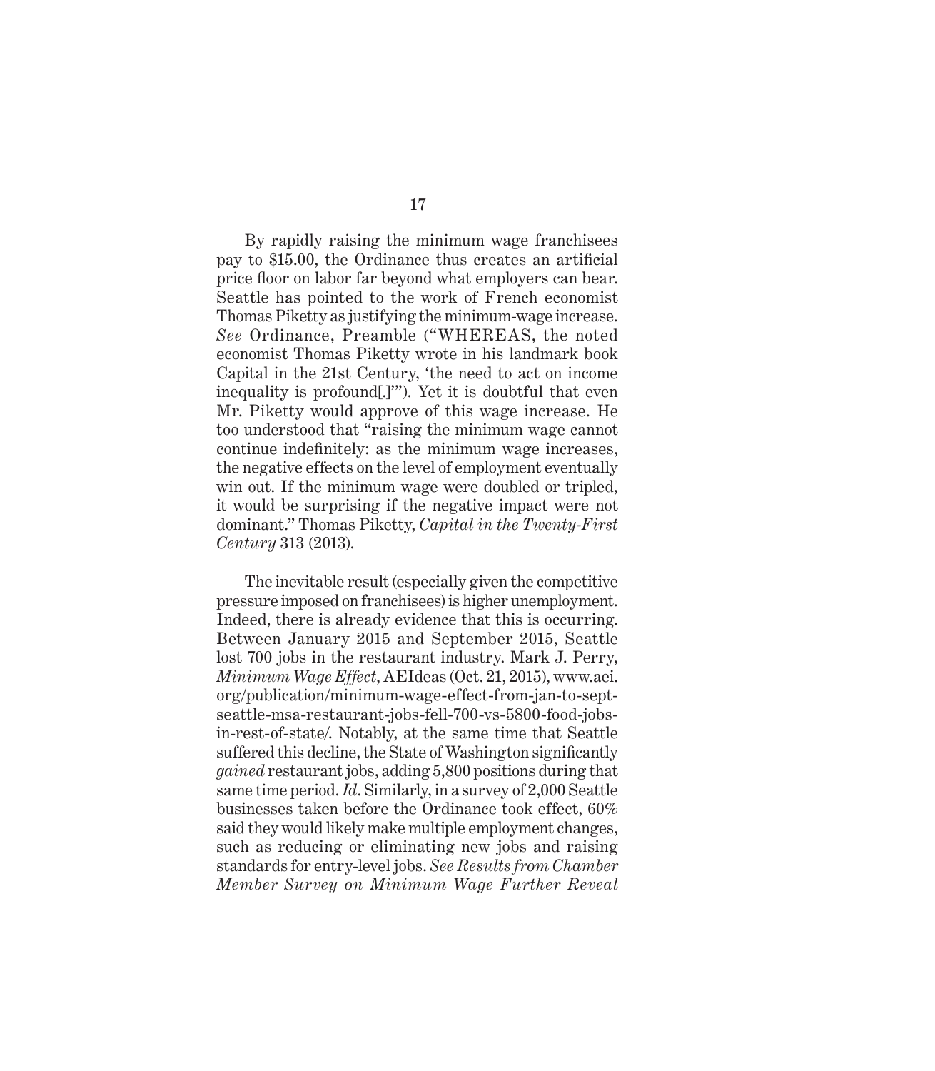By rapidly raising the minimum wage franchisees pay to $15.00, the Ordinance thus creates an artificial price floor on labor far beyond what employers can bear. Seattle has pointed to the work of French economist Thomas Piketty as justifying the minimum-wage increase. *See* Ordinance, Preamble ("WHEREAS, the noted economist Thomas Piketty wrote in his landmark book Capital in the 21st Century, 'the need to act on income inequality is profound[.]'"). Yet it is doubtful that even Mr. Piketty would approve of this wage increase. He too understood that "raising the minimum wage cannot continue indefinitely: as the minimum wage increases, the negative effects on the level of employment eventually win out. If the minimum wage were doubled or tripled, it would be surprising if the negative impact were not dominant." Thomas Piketty, *Capital in the Twenty-First Century* 313 (2013).

The inevitable result (especially given the competitive pressure imposed on franchisees) is higher unemployment. Indeed, there is already evidence that this is occurring. Between January 2015 and September 2015, Seattle lost 700 jobs in the restaurant industry. Mark J. Perry, *Minimum Wage Effect*, AEIdeas (Oct. 21, 2015), www.aei.org/publication/minimum-wage-effect-from-jan-to-sept-seattle-msa-restaurant-jobs-fell-700-vs-5800-food-jobs-in-rest-of-state/. Notably, at the same time that Seattle suffered this decline, the State of Washington significantly *gained* restaurant jobs, adding 5,800 positions during that same time period. *Id.* Similarly, in a survey of 2,000 Seattle businesses taken before the Ordinance took effect, 60% said they would likely make multiple employment changes, such as reducing or eliminating new jobs and raising standards for entry-level jobs. *See Results from Chamber Member Survey on Minimum Wage Further Reveal*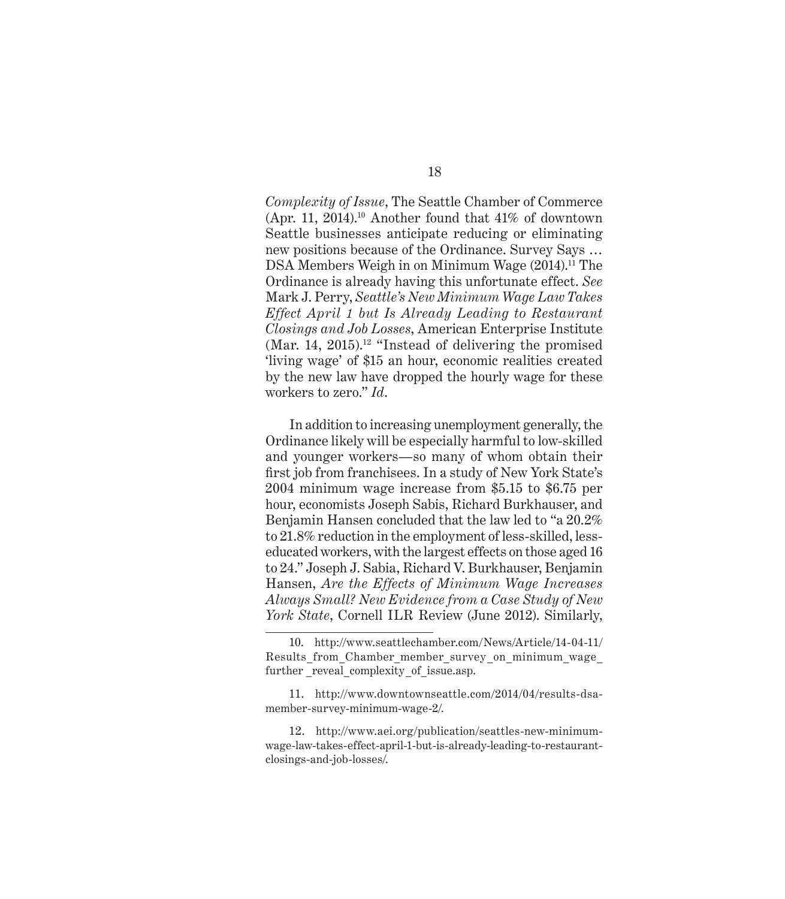*Complexity of Issue*, The Seattle Chamber of Commerce (Apr. 11, 2014).[10] Another found that 41% of downtown Seattle businesses anticipate reducing or eliminating new positions because of the Ordinance. Survey Says … DSA Members Weigh in on Minimum Wage (2014).[11] The Ordinance is already having this unfortunate effect. *See* Mark J. Perry, *Seattle's New Minimum Wage Law Takes Effect April 1 but Is Already Leading to Restaurant Closings and Job Losses*, American Enterprise Institute (Mar. 14, 2015).[12] "Instead of delivering the promised 'living wage' of $15 an hour, economic realities created by the new law have dropped the hourly wage for these workers to zero." *Id*.

In addition to increasing unemployment generally, the Ordinance likely will be especially harmful to low-skilled and younger workers—so many of whom obtain their first job from franchisees. In a study of New York State's 2004 minimum wage increase from $5.15 to $6.75 per hour, economists Joseph Sabis, Richard Burkhauser, and Benjamin Hansen concluded that the law led to "a 20.2% to 21.8% reduction in the employment of less-skilled, less-educated workers, with the largest effects on those aged 16 to 24." Joseph J. Sabia, Richard V. Burkhauser, Benjamin Hansen, *Are the Effects of Minimum Wage Increases Always Small? New Evidence from a Case Study of New York State*, Cornell ILR Review (June 2012). Similarly,

---

10. http://www.seattlechamber.com/News/Article/14-04-11/Results_from_Chamber_member_survey_on_minimum_wage_further _reveal_complexity_of_issue.asp.

11. http://www.downtownseattle.com/2014/04/results-dsa-member-survey-minimum-wage-2/.

12. http://www.aei.org/publication/seattles-new-minimum-wage-law-takes-effect-april-1-but-is-already-leading-to-restaurant-closings-and-job-losses/.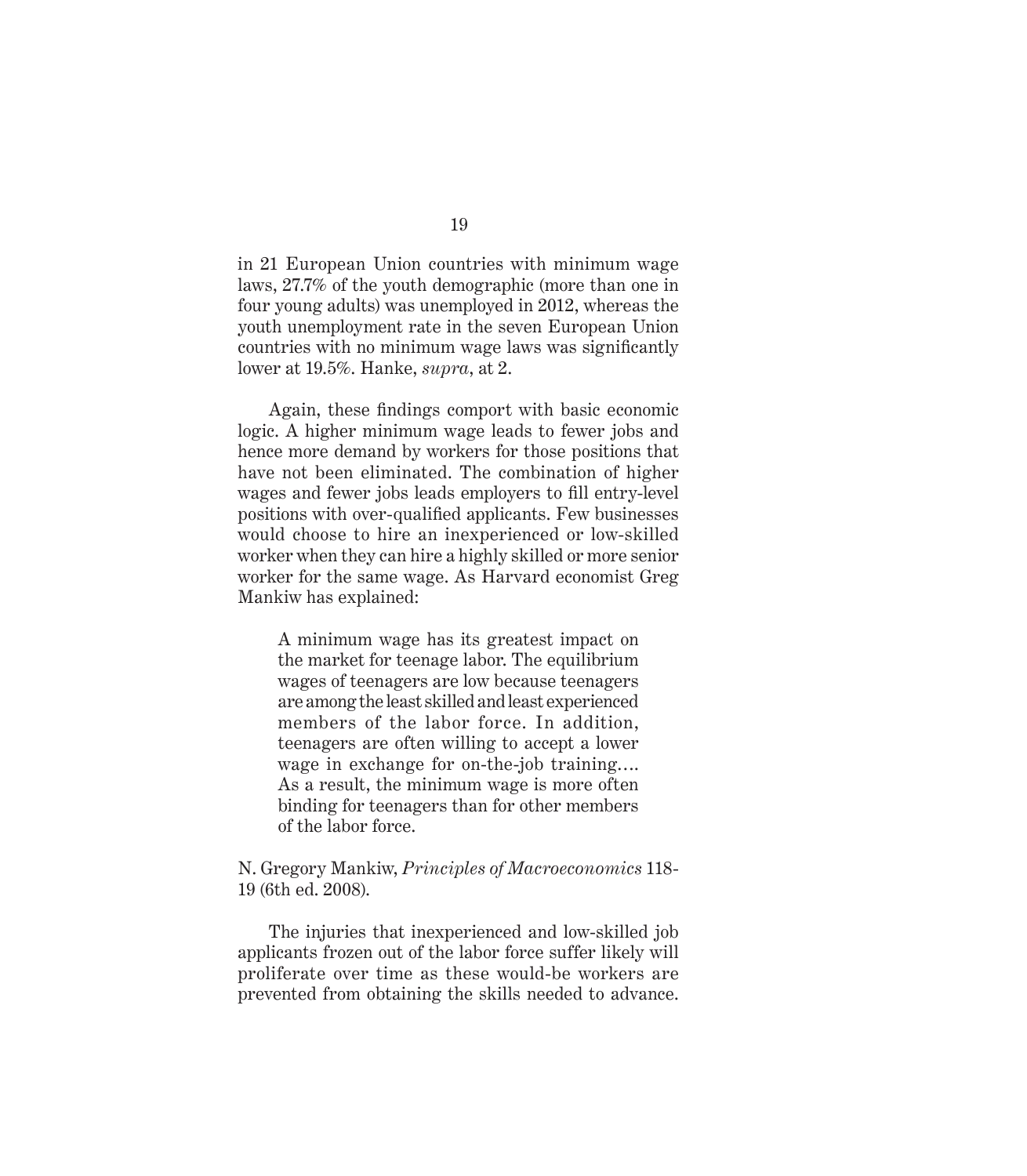in 21 European Union countries with minimum wage laws, 27.7% of the youth demographic (more than one in four young adults) was unemployed in 2012, whereas the youth unemployment rate in the seven European Union countries with no minimum wage laws was significantly lower at 19.5%. Hanke, *supra*, at 2.

Again, these findings comport with basic economic logic. A higher minimum wage leads to fewer jobs and hence more demand by workers for those positions that have not been eliminated. The combination of higher wages and fewer jobs leads employers to fill entry-level positions with over-qualified applicants. Few businesses would choose to hire an inexperienced or low-skilled worker when they can hire a highly skilled or more senior worker for the same wage. As Harvard economist Greg Mankiw has explained:

> A minimum wage has its greatest impact on the market for teenage labor. The equilibrium wages of teenagers are low because teenagers are among the least skilled and least experienced members of the labor force. In addition, teenagers are often willing to accept a lower wage in exchange for on-the-job training…. As a result, the minimum wage is more often binding for teenagers than for other members of the labor force.

N. Gregory Mankiw, *Principles of Macroeconomics* 118-19 (6th ed. 2008).

The injuries that inexperienced and low-skilled job applicants frozen out of the labor force suffer likely will proliferate over time as these would-be workers are prevented from obtaining the skills needed to advance.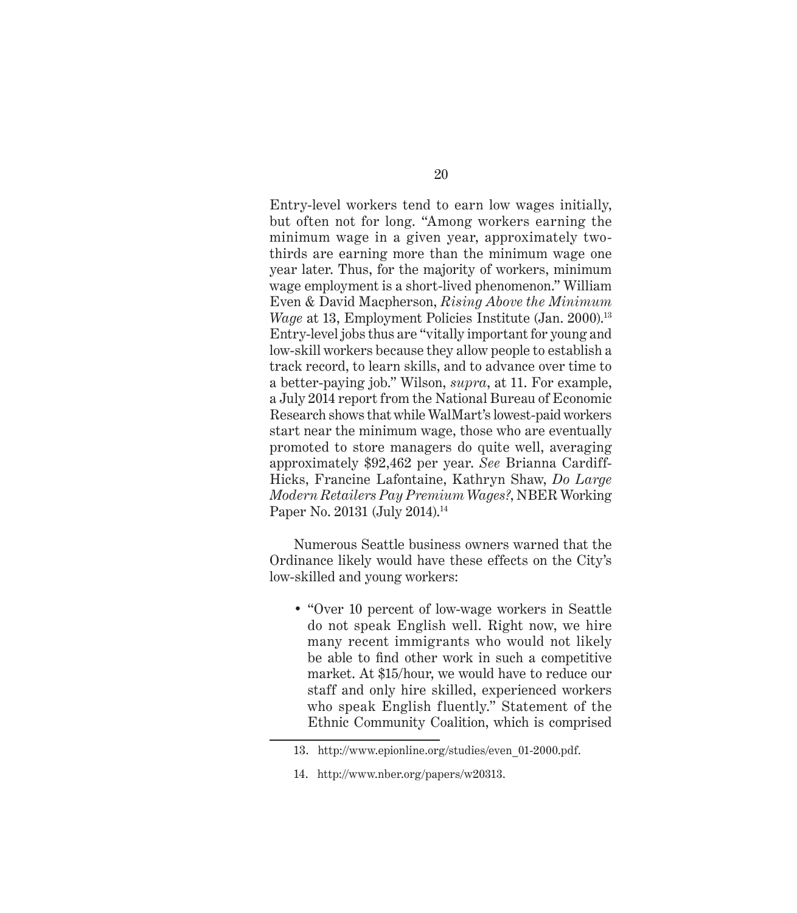Entry-level workers tend to earn low wages initially, but often not for long. "Among workers earning the minimum wage in a given year, approximately two-thirds are earning more than the minimum wage one year later. Thus, for the majority of workers, minimum wage employment is a short-lived phenomenon." William Even & David Macpherson, *Rising Above the Minimum Wage* at 13, Employment Policies Institute (Jan. 2000).[13] Entry-level jobs thus are "vitally important for young and low-skill workers because they allow people to establish a track record, to learn skills, and to advance over time to a better-paying job." Wilson, *supra*, at 11. For example, a July 2014 report from the National Bureau of Economic Research shows that while WalMart's lowest-paid workers start near the minimum wage, those who are eventually promoted to store managers do quite well, averaging approximately $92,462 per year. *See* Brianna Cardiff-Hicks, Francine Lafontaine, Kathryn Shaw, *Do Large Modern Retailers Pay Premium Wages?*, NBER Working Paper No. 20131 (July 2014).[14]

Numerous Seattle business owners warned that the Ordinance likely would have these effects on the City's low-skilled and young workers:

- "Over 10 percent of low-wage workers in Seattle do not speak English well. Right now, we hire many recent immigrants who would not likely be able to find other work in such a competitive market. At $15/hour, we would have to reduce our staff and only hire skilled, experienced workers who speak English fluently." Statement of the Ethnic Community Coalition, which is comprised

---

13. http://www.epionline.org/studies/even_01-2000.pdf.

14. http://www.nber.org/papers/w20313.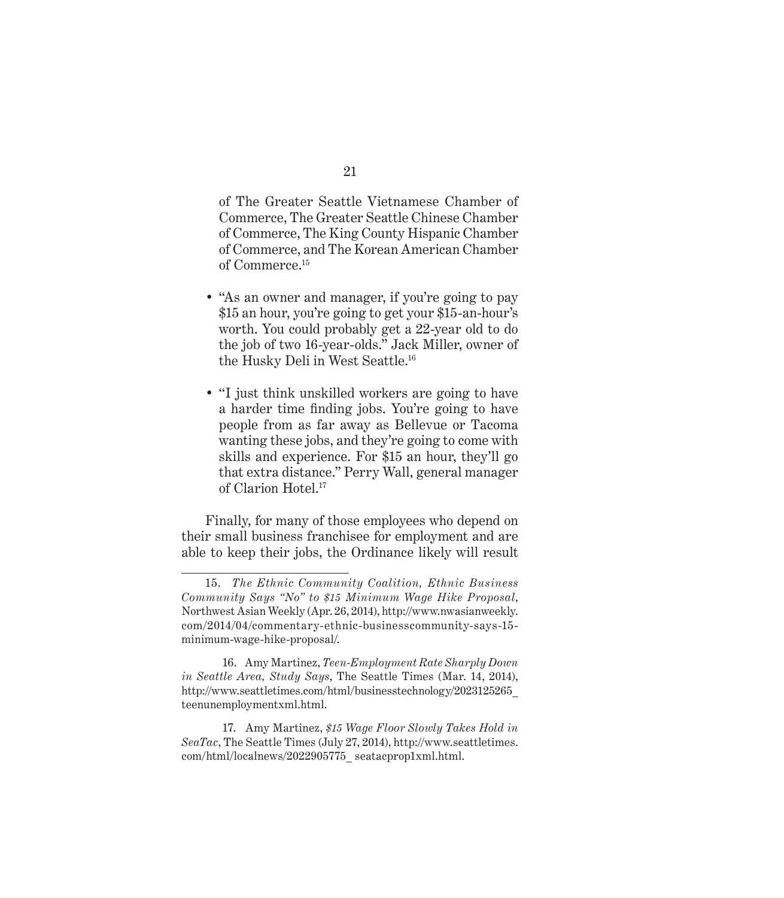of The Greater Seattle Vietnamese Chamber of Commerce, The Greater Seattle Chinese Chamber of Commerce, The King County Hispanic Chamber of Commerce, and The Korean American Chamber of Commerce.[15]

- "As an owner and manager, if you're going to pay $15 an hour, you're going to get your $15-an-hour's worth. You could probably get a 22-year old to do the job of two 16-year-olds." Jack Miller, owner of the Husky Deli in West Seattle.[16]

- "I just think unskilled workers are going to have a harder time finding jobs. You're going to have people from as far away as Bellevue or Tacoma wanting these jobs, and they're going to come with skills and experience. For $15 an hour, they'll go that extra distance." Perry Wall, general manager of Clarion Hotel.[17]

Finally, for many of those employees who depend on their small business franchisee for employment and are able to keep their jobs, the Ordinance likely will result

---

15. *The Ethnic Community Coalition, Ethnic Business Community Says "No" to $15 Minimum Wage Hike Proposal*, Northwest Asian Weekly (Apr. 26, 2014), http://www.nwasianweekly.com/2014/04/commentary-ethnic-businesscommunity-says-15-minimum-wage-hike-proposal/.

16. Amy Martinez, *Teen-Employment Rate Sharply Down in Seattle Area, Study Says*, The Seattle Times (Mar. 14, 2014), http://www.seattletimes.com/html/businesstechnology/2023125265_teenunemploymentxml.html.

17. Amy Martinez, *$15 Wage Floor Slowly Takes Hold in SeaTac*, The Seattle Times (July 27, 2014), http://www.seattletimes.com/html/localnews/2022905775_ seatacprop1xml.html.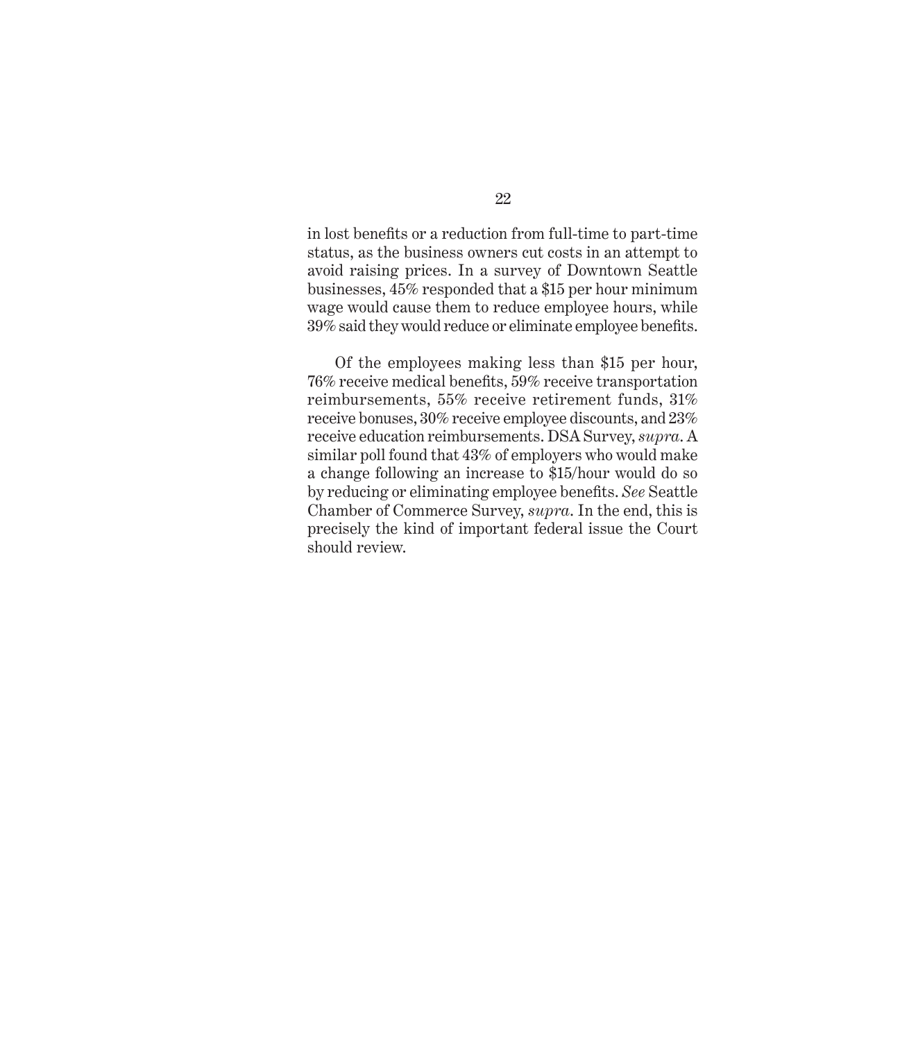in lost benefits or a reduction from full-time to part-time status, as the business owners cut costs in an attempt to avoid raising prices. In a survey of Downtown Seattle businesses, 45% responded that a $15 per hour minimum wage would cause them to reduce employee hours, while 39% said they would reduce or eliminate employee benefits.

Of the employees making less than $15 per hour, 76% receive medical benefits, 59% receive transportation reimbursements, 55% receive retirement funds, 31% receive bonuses, 30% receive employee discounts, and 23% receive education reimbursements. DSA Survey, *supra*. A similar poll found that 43% of employers who would make a change following an increase to $15/hour would do so by reducing or eliminating employee benefits. *See* Seattle Chamber of Commerce Survey, *supra*. In the end, this is precisely the kind of important federal issue the Court should review.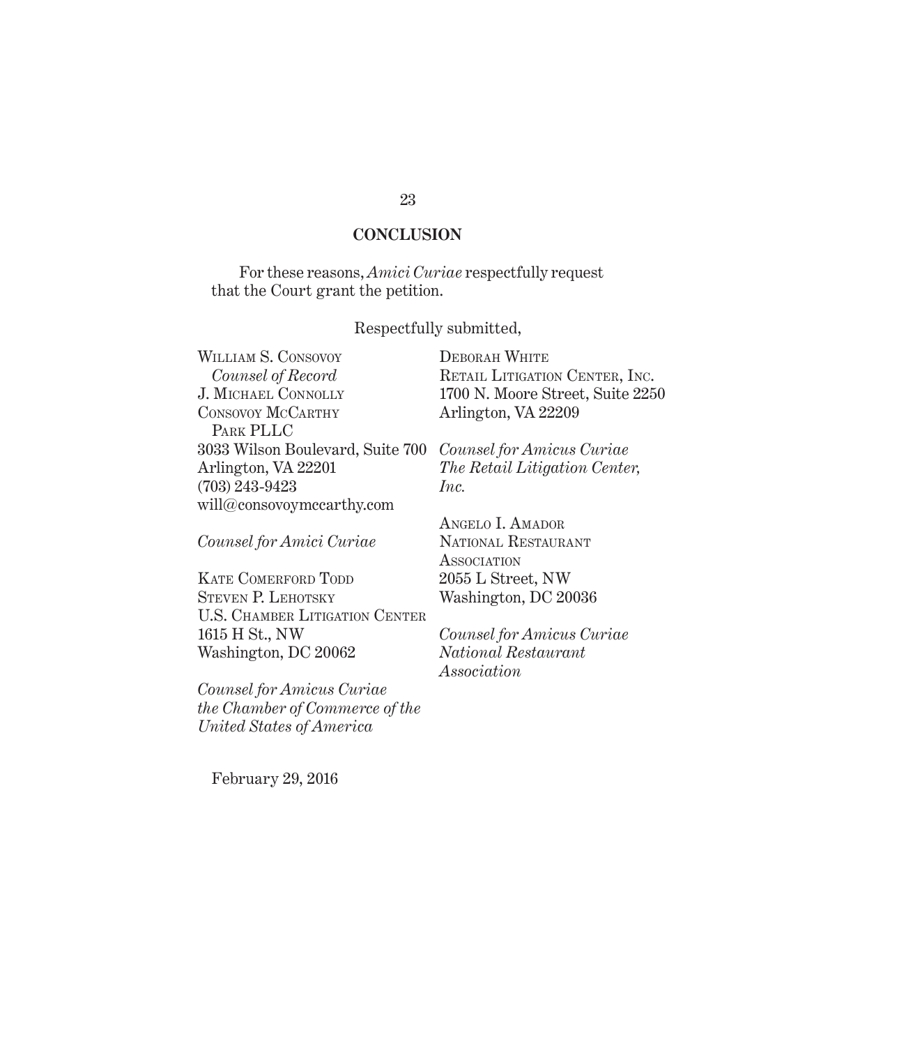## CONCLUSION

For these reasons, *Amici Curiae* respectfully request that the Court grant the petition.

Respectfully submitted,

WILLIAM S. CONSOVOY
*Counsel of Record*
J. MICHAEL CONNOLLY
CONSOVOY MCCARTHY PARK PLLC
3033 Wilson Boulevard, Suite 700
Arlington, VA 22201
(703) 243-9423
will@consovoymccarthy.com

*Counsel for Amici Curiae*

KATE COMERFORD TODD
STEVEN P. LEHOTSKY
U.S. CHAMBER LITIGATION CENTER
1615 H St., NW
Washington, DC 20062

*Counsel for Amicus Curiae the Chamber of Commerce of the United States of America*

DEBORAH WHITE
RETAIL LITIGATION CENTER, INC.
1700 N. Moore Street, Suite 2250
Arlington, VA 22209

*Counsel for Amicus Curiae The Retail Litigation Center, Inc.*

ANGELO I. AMADOR
NATIONAL RESTAURANT ASSOCIATION
2055 L Street, NW
Washington, DC 20036

*Counsel for Amicus Curiae National Restaurant Association*

February 29, 2016